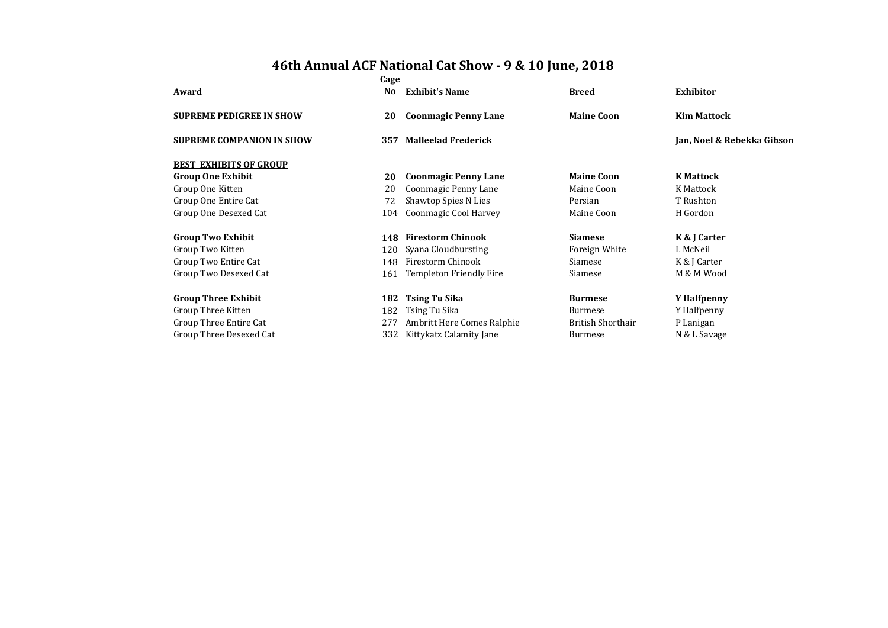# 46th Annual ACF National Cat Show - 9 & 10 June, 2018

| Award | Cage No | Exhibit's Name | Breed | Exhibitor |
|---|---|---|---|---|
| **SUPREME PEDIGREE IN SHOW** | **20** | **Coonmagic Penny Lane** | **Maine Coon** | **Kim Mattock** |
| **SUPREME COMPANION IN SHOW** | **357** | **Malleelad Frederick** | | **Jan, Noel & Rebekka Gibson** |
| **BEST EXHIBITS OF GROUP** | | | | |
| **Group One Exhibit** | **20** | **Coonmagic Penny Lane** | **Maine Coon** | **K Mattock** |
| Group One Kitten | 20 | Coonmagic Penny Lane | Maine Coon | K Mattock |
| Group One Entire Cat | 72 | Shawtop Spies N Lies | Persian | T Rushton |
| Group One Desexed Cat | 104 | Coonmagic Cool Harvey | Maine Coon | H Gordon |
| **Group Two Exhibit** | **148** | **Firestorm Chinook** | **Siamese** | **K & J Carter** |
| Group Two Kitten | 120 | Syana Cloudbursting | Foreign White | L McNeil |
| Group Two Entire Cat | 148 | Firestorm Chinook | Siamese | K & J Carter |
| Group Two Desexed Cat | 161 | Templeton Friendly Fire | Siamese | M & M Wood |
| **Group Three Exhibit** | **182** | **Tsing Tu Sika** | **Burmese** | **Y Halfpenny** |
| Group Three Kitten | 182 | Tsing Tu Sika | Burmese | Y Halfpenny |
| Group Three Entire Cat | 277 | Ambritt Here Comes Ralphie | British Shorthair | P Lanigan |
| Group Three Desexed Cat | 332 | Kittykatz Calamity Jane | Burmese | N & L Savage |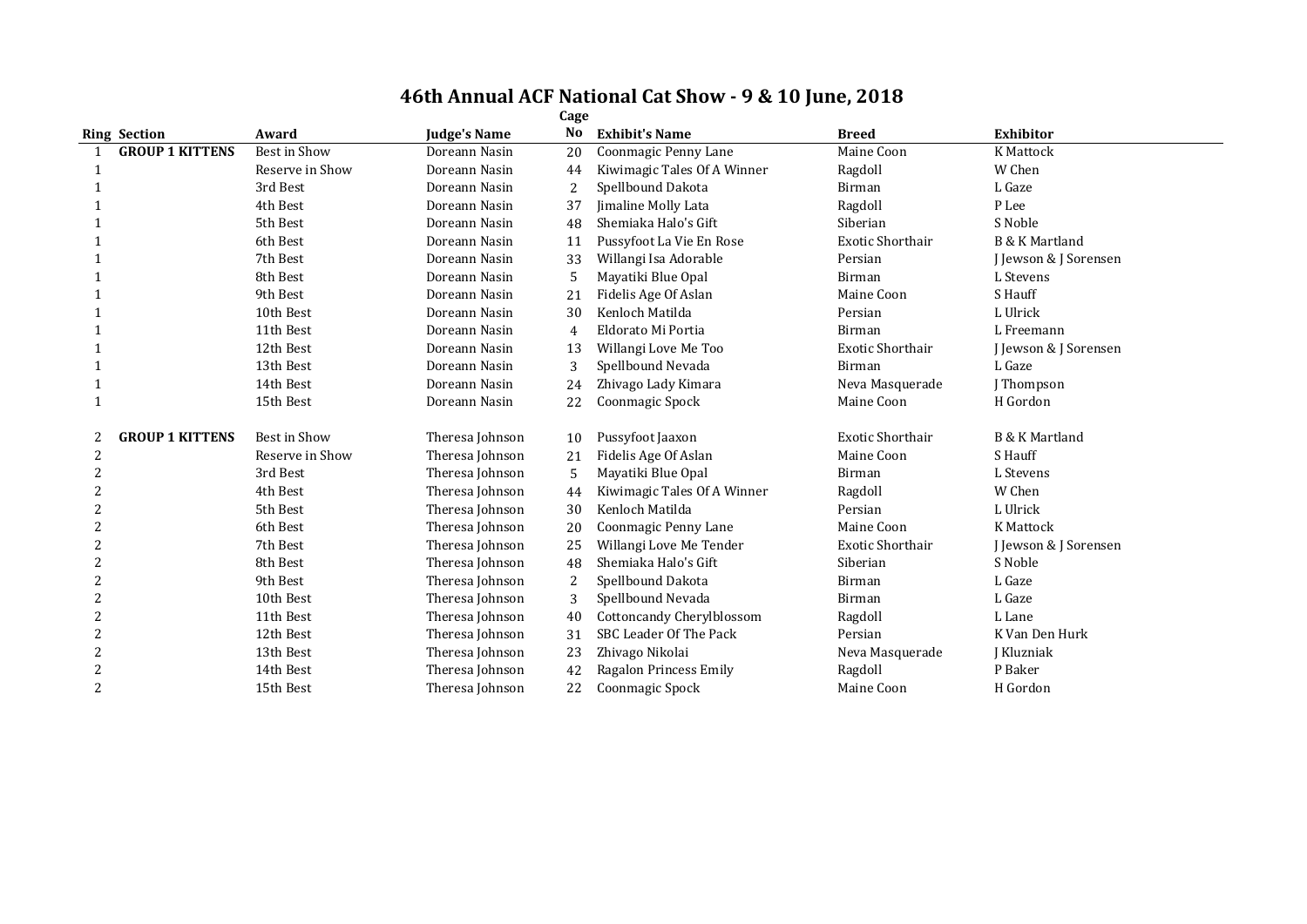# 46th Annual ACF National Cat Show - 9 & 10 June, 2018

| Ring | Section | Award | Judge's Name | Cage No | Exhibit's Name | Breed | Exhibitor |
|---|---|---|---|---|---|---|---|
| 1 | **GROUP 1 KITTENS** | Best in Show | Doreann Nasin | 20 | Coonmagic Penny Lane | Maine Coon | K Mattock |
| 1 | | Reserve in Show | Doreann Nasin | 44 | Kiwimagic Tales Of A Winner | Ragdoll | W Chen |
| 1 | | 3rd Best | Doreann Nasin | 2 | Spellbound Dakota | Birman | L Gaze |
| 1 | | 4th Best | Doreann Nasin | 37 | Jimaline Molly Lata | Ragdoll | P Lee |
| 1 | | 5th Best | Doreann Nasin | 48 | Shemiaka Halo's Gift | Siberian | S Noble |
| 1 | | 6th Best | Doreann Nasin | 11 | Pussyfoot La Vie En Rose | Exotic Shorthair | B & K Martland |
| 1 | | 7th Best | Doreann Nasin | 33 | Willangi Isa Adorable | Persian | J Jewson & J Sorensen |
| 1 | | 8th Best | Doreann Nasin | 5 | Mayatiki Blue Opal | Birman | L Stevens |
| 1 | | 9th Best | Doreann Nasin | 21 | Fidelis Age Of Aslan | Maine Coon | S Hauff |
| 1 | | 10th Best | Doreann Nasin | 30 | Kenloch Matilda | Persian | L Ulrick |
| 1 | | 11th Best | Doreann Nasin | 4 | Eldorato Mi Portia | Birman | L Freemann |
| 1 | | 12th Best | Doreann Nasin | 13 | Willangi Love Me Too | Exotic Shorthair | J Jewson & J Sorensen |
| 1 | | 13th Best | Doreann Nasin | 3 | Spellbound Nevada | Birman | L Gaze |
| 1 | | 14th Best | Doreann Nasin | 24 | Zhivago Lady Kimara | Neva Masquerade | J Thompson |
| 1 | | 15th Best | Doreann Nasin | 22 | Coonmagic Spock | Maine Coon | H Gordon |
| 2 | **GROUP 1 KITTENS** | Best in Show | Theresa Johnson | 10 | Pussyfoot Jaaxon | Exotic Shorthair | B & K Martland |
| 2 | | Reserve in Show | Theresa Johnson | 21 | Fidelis Age Of Aslan | Maine Coon | S Hauff |
| 2 | | 3rd Best | Theresa Johnson | 5 | Mayatiki Blue Opal | Birman | L Stevens |
| 2 | | 4th Best | Theresa Johnson | 44 | Kiwimagic Tales Of A Winner | Ragdoll | W Chen |
| 2 | | 5th Best | Theresa Johnson | 30 | Kenloch Matilda | Persian | L Ulrick |
| 2 | | 6th Best | Theresa Johnson | 20 | Coonmagic Penny Lane | Maine Coon | K Mattock |
| 2 | | 7th Best | Theresa Johnson | 25 | Willangi Love Me Tender | Exotic Shorthair | J Jewson & J Sorensen |
| 2 | | 8th Best | Theresa Johnson | 48 | Shemiaka Halo's Gift | Siberian | S Noble |
| 2 | | 9th Best | Theresa Johnson | 2 | Spellbound Dakota | Birman | L Gaze |
| 2 | | 10th Best | Theresa Johnson | 3 | Spellbound Nevada | Birman | L Gaze |
| 2 | | 11th Best | Theresa Johnson | 40 | Cottoncandy Cherylblossom | Ragdoll | L Lane |
| 2 | | 12th Best | Theresa Johnson | 31 | SBC Leader Of The Pack | Persian | K Van Den Hurk |
| 2 | | 13th Best | Theresa Johnson | 23 | Zhivago Nikolai | Neva Masquerade | J Kluzniak |
| 2 | | 14th Best | Theresa Johnson | 42 | Ragalon Princess Emily | Ragdoll | P Baker |
| 2 | | 15th Best | Theresa Johnson | 22 | Coonmagic Spock | Maine Coon | H Gordon |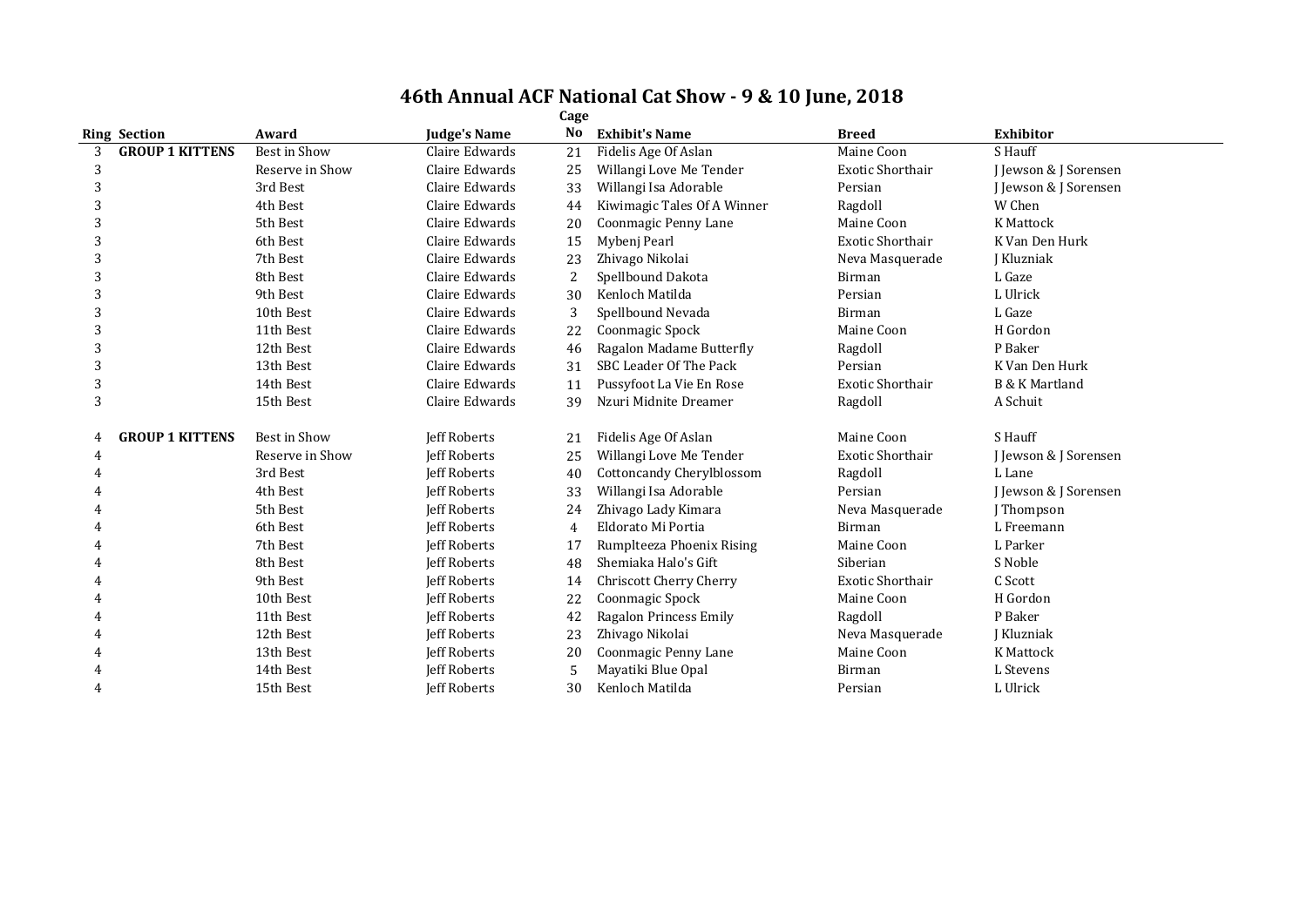# 46th Annual ACF National Cat Show - 9 & 10 June, 2018

| Ring | Section | Award | Judge's Name | Cage No | Exhibit's Name | Breed | Exhibitor |
|---|---|---|---|---|---|---|---|
| 3 | **GROUP 1 KITTENS** | Best in Show | Claire Edwards | 21 | Fidelis Age Of Aslan | Maine Coon | S Hauff |
| 3 | | Reserve in Show | Claire Edwards | 25 | Willangi Love Me Tender | Exotic Shorthair | J Jewson & J Sorensen |
| 3 | | 3rd Best | Claire Edwards | 33 | Willangi Isa Adorable | Persian | J Jewson & J Sorensen |
| 3 | | 4th Best | Claire Edwards | 44 | Kiwimagic Tales Of A Winner | Ragdoll | W Chen |
| 3 | | 5th Best | Claire Edwards | 20 | Coonmagic Penny Lane | Maine Coon | K Mattock |
| 3 | | 6th Best | Claire Edwards | 15 | Mybenj Pearl | Exotic Shorthair | K Van Den Hurk |
| 3 | | 7th Best | Claire Edwards | 23 | Zhivago Nikolai | Neva Masquerade | J Kluzniak |
| 3 | | 8th Best | Claire Edwards | 2 | Spellbound Dakota | Birman | L Gaze |
| 3 | | 9th Best | Claire Edwards | 30 | Kenloch Matilda | Persian | L Ulrick |
| 3 | | 10th Best | Claire Edwards | 3 | Spellbound Nevada | Birman | L Gaze |
| 3 | | 11th Best | Claire Edwards | 22 | Coonmagic Spock | Maine Coon | H Gordon |
| 3 | | 12th Best | Claire Edwards | 46 | Ragalon Madame Butterfly | Ragdoll | P Baker |
| 3 | | 13th Best | Claire Edwards | 31 | SBC Leader Of The Pack | Persian | K Van Den Hurk |
| 3 | | 14th Best | Claire Edwards | 11 | Pussyfoot La Vie En Rose | Exotic Shorthair | B & K Martland |
| 3 | | 15th Best | Claire Edwards | 39 | Nzuri Midnite Dreamer | Ragdoll | A Schuit |
| 4 | **GROUP 1 KITTENS** | Best in Show | Jeff Roberts | 21 | Fidelis Age Of Aslan | Maine Coon | S Hauff |
| 4 | | Reserve in Show | Jeff Roberts | 25 | Willangi Love Me Tender | Exotic Shorthair | J Jewson & J Sorensen |
| 4 | | 3rd Best | Jeff Roberts | 40 | Cottoncandy Cherylblossom | Ragdoll | L Lane |
| 4 | | 4th Best | Jeff Roberts | 33 | Willangi Isa Adorable | Persian | J Jewson & J Sorensen |
| 4 | | 5th Best | Jeff Roberts | 24 | Zhivago Lady Kimara | Neva Masquerade | J Thompson |
| 4 | | 6th Best | Jeff Roberts | 4 | Eldorato Mi Portia | Birman | L Freemann |
| 4 | | 7th Best | Jeff Roberts | 17 | Rumplteeza Phoenix Rising | Maine Coon | L Parker |
| 4 | | 8th Best | Jeff Roberts | 48 | Shemiaka Halo's Gift | Siberian | S Noble |
| 4 | | 9th Best | Jeff Roberts | 14 | Chriscott Cherry Cherry | Exotic Shorthair | C Scott |
| 4 | | 10th Best | Jeff Roberts | 22 | Coonmagic Spock | Maine Coon | H Gordon |
| 4 | | 11th Best | Jeff Roberts | 42 | Ragalon Princess Emily | Ragdoll | P Baker |
| 4 | | 12th Best | Jeff Roberts | 23 | Zhivago Nikolai | Neva Masquerade | J Kluzniak |
| 4 | | 13th Best | Jeff Roberts | 20 | Coonmagic Penny Lane | Maine Coon | K Mattock |
| 4 | | 14th Best | Jeff Roberts | 5 | Mayatiki Blue Opal | Birman | L Stevens |
| 4 | | 15th Best | Jeff Roberts | 30 | Kenloch Matilda | Persian | L Ulrick |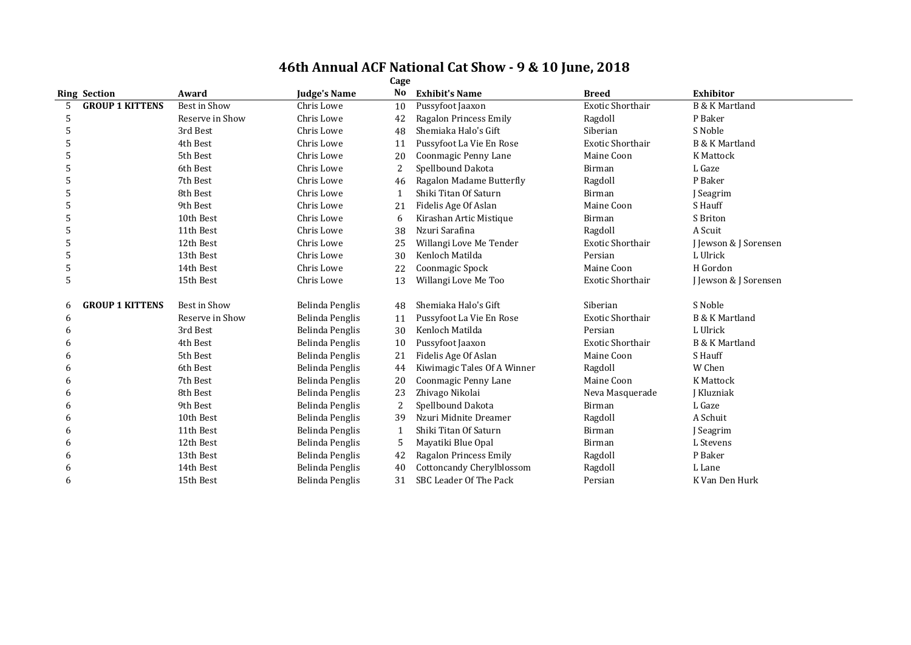# 46th Annual ACF National Cat Show - 9 & 10 June, 2018

| Ring | Section | Award | Judge's Name | Cage No | Exhibit's Name | Breed | Exhibitor |
|---|---|---|---|---|---|---|---|
| 5 | **GROUP 1 KITTENS** | Best in Show | Chris Lowe | 10 | Pussyfoot Jaaxon | Exotic Shorthair | B & K Martland |
| 5 | | Reserve in Show | Chris Lowe | 42 | Ragalon Princess Emily | Ragdoll | P Baker |
| 5 | | 3rd Best | Chris Lowe | 48 | Shemiaka Halo's Gift | Siberian | S Noble |
| 5 | | 4th Best | Chris Lowe | 11 | Pussyfoot La Vie En Rose | Exotic Shorthair | B & K Martland |
| 5 | | 5th Best | Chris Lowe | 20 | Coonmagic Penny Lane | Maine Coon | K Mattock |
| 5 | | 6th Best | Chris Lowe | 2 | Spellbound Dakota | Birman | L Gaze |
| 5 | | 7th Best | Chris Lowe | 46 | Ragalon Madame Butterfly | Ragdoll | P Baker |
| 5 | | 8th Best | Chris Lowe | 1 | Shiki Titan Of Saturn | Birman | J Seagrim |
| 5 | | 9th Best | Chris Lowe | 21 | Fidelis Age Of Aslan | Maine Coon | S Hauff |
| 5 | | 10th Best | Chris Lowe | 6 | Kirashan Artic Mistique | Birman | S Briton |
| 5 | | 11th Best | Chris Lowe | 38 | Nzuri Sarafina | Ragdoll | A Scuit |
| 5 | | 12th Best | Chris Lowe | 25 | Willangi Love Me Tender | Exotic Shorthair | J Jewson & J Sorensen |
| 5 | | 13th Best | Chris Lowe | 30 | Kenloch Matilda | Persian | L Ulrick |
| 5 | | 14th Best | Chris Lowe | 22 | Coonmagic Spock | Maine Coon | H Gordon |
| 5 | | 15th Best | Chris Lowe | 13 | Willangi Love Me Too | Exotic Shorthair | J Jewson & J Sorensen |
| 6 | **GROUP 1 KITTENS** | Best in Show | Belinda Penglis | 48 | Shemiaka Halo's Gift | Siberian | S Noble |
| 6 | | Reserve in Show | Belinda Penglis | 11 | Pussyfoot La Vie En Rose | Exotic Shorthair | B & K Martland |
| 6 | | 3rd Best | Belinda Penglis | 30 | Kenloch Matilda | Persian | L Ulrick |
| 6 | | 4th Best | Belinda Penglis | 10 | Pussyfoot Jaaxon | Exotic Shorthair | B & K Martland |
| 6 | | 5th Best | Belinda Penglis | 21 | Fidelis Age Of Aslan | Maine Coon | S Hauff |
| 6 | | 6th Best | Belinda Penglis | 44 | Kiwimagic Tales Of A Winner | Ragdoll | W Chen |
| 6 | | 7th Best | Belinda Penglis | 20 | Coonmagic Penny Lane | Maine Coon | K Mattock |
| 6 | | 8th Best | Belinda Penglis | 23 | Zhivago Nikolai | Neva Masquerade | J Kluzniak |
| 6 | | 9th Best | Belinda Penglis | 2 | Spellbound Dakota | Birman | L Gaze |
| 6 | | 10th Best | Belinda Penglis | 39 | Nzuri Midnite Dreamer | Ragdoll | A Schuit |
| 6 | | 11th Best | Belinda Penglis | 1 | Shiki Titan Of Saturn | Birman | J Seagrim |
| 6 | | 12th Best | Belinda Penglis | 5 | Mayatiki Blue Opal | Birman | L Stevens |
| 6 | | 13th Best | Belinda Penglis | 42 | Ragalon Princess Emily | Ragdoll | P Baker |
| 6 | | 14th Best | Belinda Penglis | 40 | Cottoncandy Cherylblossom | Ragdoll | L Lane |
| 6 | | 15th Best | Belinda Penglis | 31 | SBC Leader Of The Pack | Persian | K Van Den Hurk |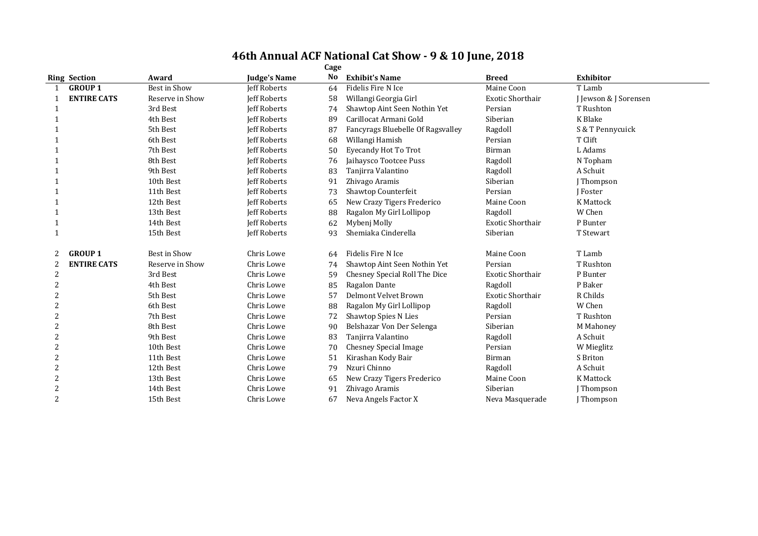# 46th Annual ACF National Cat Show - 9 & 10 June, 2018

| Ring | Section | Award | Judge's Name | Cage No | Exhibit's Name | Breed | Exhibitor |
|---|---|---|---|---|---|---|---|
| 1 | **GROUP 1** | Best in Show | Jeff Roberts | 64 | Fidelis Fire N Ice | Maine Coon | T Lamb |
| 1 | **ENTIRE CATS** | Reserve in Show | Jeff Roberts | 58 | Willangi Georgia Girl | Exotic Shorthair | J Jewson & J Sorensen |
| 1 | | 3rd Best | Jeff Roberts | 74 | Shawtop Aint Seen Nothin Yet | Persian | T Rushton |
| 1 | | 4th Best | Jeff Roberts | 89 | Carillocat Armani Gold | Siberian | K Blake |
| 1 | | 5th Best | Jeff Roberts | 87 | Fancyrags Bluebelle Of Ragsvalley | Ragdoll | S & T Pennycuick |
| 1 | | 6th Best | Jeff Roberts | 68 | Willangi Hamish | Persian | T Clift |
| 1 | | 7th Best | Jeff Roberts | 50 | Eyecandy Hot To Trot | Birman | L Adams |
| 1 | | 8th Best | Jeff Roberts | 76 | Jaihaysco Tootcee Puss | Ragdoll | N Topham |
| 1 | | 9th Best | Jeff Roberts | 83 | Tanjirra Valantino | Ragdoll | A Schuit |
| 1 | | 10th Best | Jeff Roberts | 91 | Zhivago Aramis | Siberian | J Thompson |
| 1 | | 11th Best | Jeff Roberts | 73 | Shawtop Counterfeit | Persian | J Foster |
| 1 | | 12th Best | Jeff Roberts | 65 | New Crazy Tigers Frederico | Maine Coon | K Mattock |
| 1 | | 13th Best | Jeff Roberts | 88 | Ragalon My Girl Lollipop | Ragdoll | W Chen |
| 1 | | 14th Best | Jeff Roberts | 62 | Mybenj Molly | Exotic Shorthair | P Bunter |
| 1 | | 15th Best | Jeff Roberts | 93 | Shemiaka Cinderella | Siberian | T Stewart |
| 2 | **GROUP 1** | Best in Show | Chris Lowe | 64 | Fidelis Fire N Ice | Maine Coon | T Lamb |
| 2 | **ENTIRE CATS** | Reserve in Show | Chris Lowe | 74 | Shawtop Aint Seen Nothin Yet | Persian | T Rushton |
| 2 | | 3rd Best | Chris Lowe | 59 | Chesney Special Roll The Dice | Exotic Shorthair | P Bunter |
| 2 | | 4th Best | Chris Lowe | 85 | Ragalon Dante | Ragdoll | P Baker |
| 2 | | 5th Best | Chris Lowe | 57 | Delmont Velvet Brown | Exotic Shorthair | R Childs |
| 2 | | 6th Best | Chris Lowe | 88 | Ragalon My Girl Lollipop | Ragdoll | W Chen |
| 2 | | 7th Best | Chris Lowe | 72 | Shawtop Spies N Lies | Persian | T Rushton |
| 2 | | 8th Best | Chris Lowe | 90 | Belshazar Von Der Selenga | Siberian | M Mahoney |
| 2 | | 9th Best | Chris Lowe | 83 | Tanjirra Valantino | Ragdoll | A Schuit |
| 2 | | 10th Best | Chris Lowe | 70 | Chesney Special Image | Persian | W Mieglitz |
| 2 | | 11th Best | Chris Lowe | 51 | Kirashan Kody Bair | Birman | S Briton |
| 2 | | 12th Best | Chris Lowe | 79 | Nzuri Chinno | Ragdoll | A Schuit |
| 2 | | 13th Best | Chris Lowe | 65 | New Crazy Tigers Frederico | Maine Coon | K Mattock |
| 2 | | 14th Best | Chris Lowe | 91 | Zhivago Aramis | Siberian | J Thompson |
| 2 | | 15th Best | Chris Lowe | 67 | Neva Angels Factor X | Neva Masquerade | J Thompson |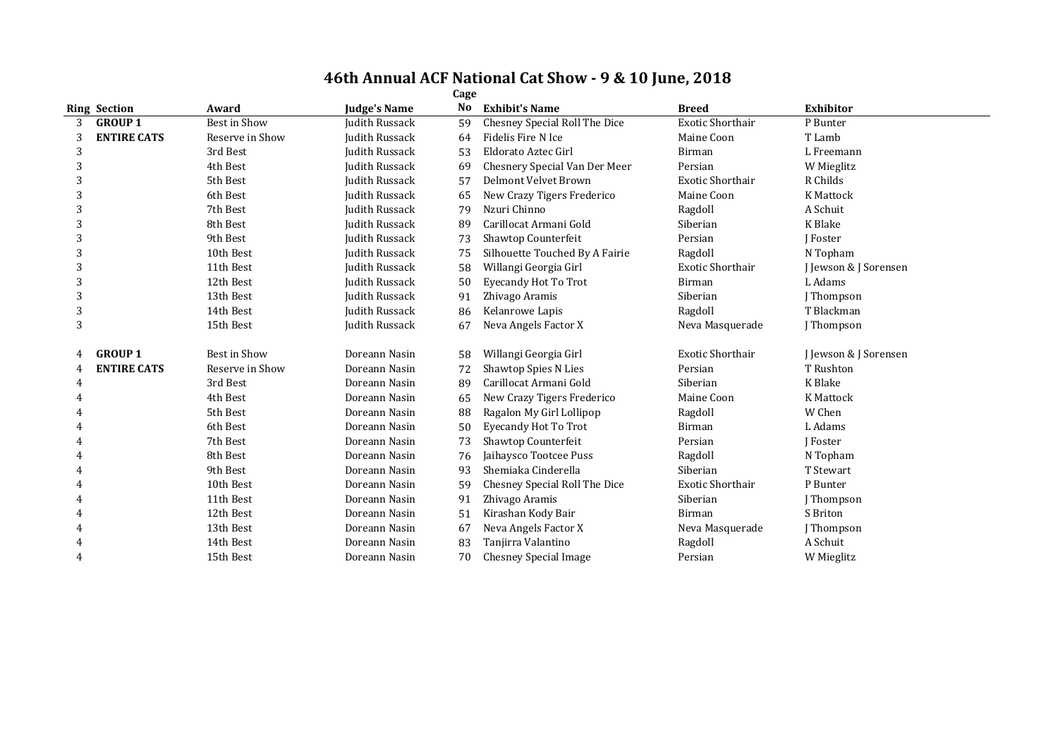# 46th Annual ACF National Cat Show - 9 & 10 June, 2018

| Ring | Section | Award | Judge's Name | Cage No | Exhibit's Name | Breed | Exhibitor |
|---|---|---|---|---|---|---|---|
| 3 | **GROUP 1** | Best in Show | Judith Russack | 59 | Chesney Special Roll The Dice | Exotic Shorthair | P Bunter |
| 3 | **ENTIRE CATS** | Reserve in Show | Judith Russack | 64 | Fidelis Fire N Ice | Maine Coon | T Lamb |
| 3 | | 3rd Best | Judith Russack | 53 | Eldorato Aztec Girl | Birman | L Freemann |
| 3 | | 4th Best | Judith Russack | 69 | Chesnery Special Van Der Meer | Persian | W Mieglitz |
| 3 | | 5th Best | Judith Russack | 57 | Delmont Velvet Brown | Exotic Shorthair | R Childs |
| 3 | | 6th Best | Judith Russack | 65 | New Crazy Tigers Frederico | Maine Coon | K Mattock |
| 3 | | 7th Best | Judith Russack | 79 | Nzuri Chinno | Ragdoll | A Schuit |
| 3 | | 8th Best | Judith Russack | 89 | Carillocat Armani Gold | Siberian | K Blake |
| 3 | | 9th Best | Judith Russack | 73 | Shawtop Counterfeit | Persian | J Foster |
| 3 | | 10th Best | Judith Russack | 75 | Silhouette Touched By A Fairie | Ragdoll | N Topham |
| 3 | | 11th Best | Judith Russack | 58 | Willangi Georgia Girl | Exotic Shorthair | J Jewson & J Sorensen |
| 3 | | 12th Best | Judith Russack | 50 | Eyecandy Hot To Trot | Birman | L Adams |
| 3 | | 13th Best | Judith Russack | 91 | Zhivago Aramis | Siberian | J Thompson |
| 3 | | 14th Best | Judith Russack | 86 | Kelanrowe Lapis | Ragdoll | T Blackman |
| 3 | | 15th Best | Judith Russack | 67 | Neva Angels Factor X | Neva Masquerade | J Thompson |
| | | | | | | | |
| 4 | **GROUP 1** | Best in Show | Doreann Nasin | 58 | Willangi Georgia Girl | Exotic Shorthair | J Jewson & J Sorensen |
| 4 | **ENTIRE CATS** | Reserve in Show | Doreann Nasin | 72 | Shawtop Spies N Lies | Persian | T Rushton |
| 4 | | 3rd Best | Doreann Nasin | 89 | Carillocat Armani Gold | Siberian | K Blake |
| 4 | | 4th Best | Doreann Nasin | 65 | New Crazy Tigers Frederico | Maine Coon | K Mattock |
| 4 | | 5th Best | Doreann Nasin | 88 | Ragalon My Girl Lollipop | Ragdoll | W Chen |
| 4 | | 6th Best | Doreann Nasin | 50 | Eyecandy Hot To Trot | Birman | L Adams |
| 4 | | 7th Best | Doreann Nasin | 73 | Shawtop Counterfeit | Persian | J Foster |
| 4 | | 8th Best | Doreann Nasin | 76 | Jaihaysco Tootcee Puss | Ragdoll | N Topham |
| 4 | | 9th Best | Doreann Nasin | 93 | Shemiaka Cinderella | Siberian | T Stewart |
| 4 | | 10th Best | Doreann Nasin | 59 | Chesney Special Roll The Dice | Exotic Shorthair | P Bunter |
| 4 | | 11th Best | Doreann Nasin | 91 | Zhivago Aramis | Siberian | J Thompson |
| 4 | | 12th Best | Doreann Nasin | 51 | Kirashan Kody Bair | Birman | S Briton |
| 4 | | 13th Best | Doreann Nasin | 67 | Neva Angels Factor X | Neva Masquerade | J Thompson |
| 4 | | 14th Best | Doreann Nasin | 83 | Tanjirra Valantino | Ragdoll | A Schuit |
| 4 | | 15th Best | Doreann Nasin | 70 | Chesney Special Image | Persian | W Mieglitz |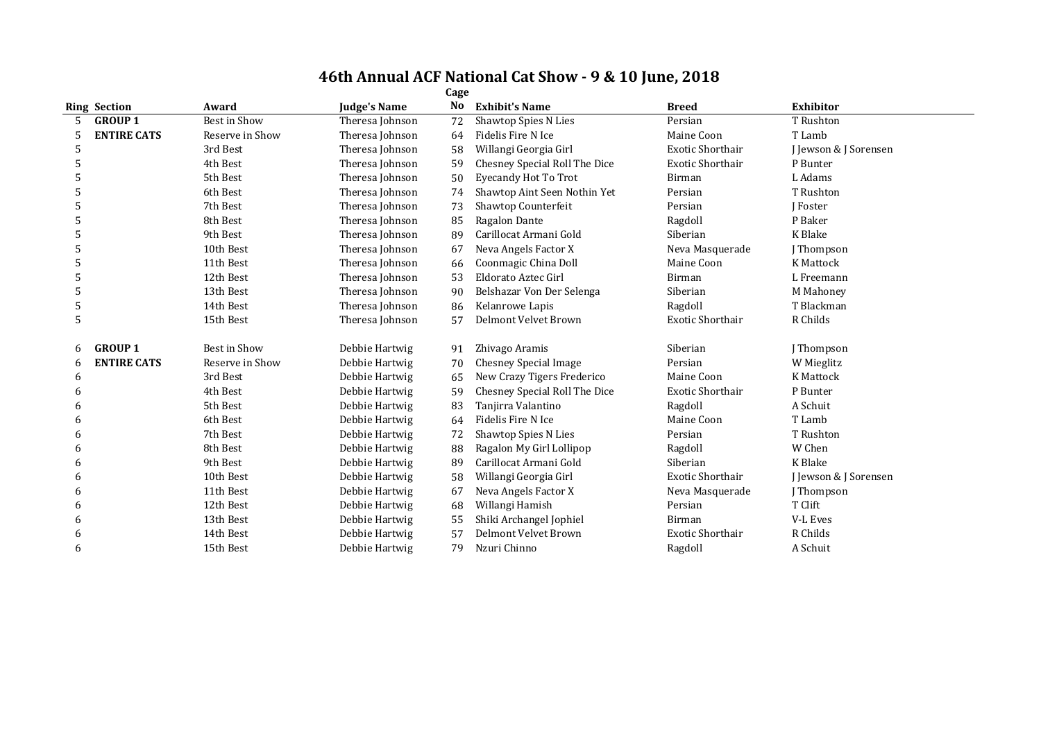# 46th Annual ACF National Cat Show - 9 & 10 June, 2018

| Ring | Section | Award | Judge's Name | Cage No | Exhibit's Name | Breed | Exhibitor |
|---|---|---|---|---|---|---|---|
| 5 | **GROUP 1** | Best in Show | Theresa Johnson | 72 | Shawtop Spies N Lies | Persian | T Rushton |
| 5 | **ENTIRE CATS** | Reserve in Show | Theresa Johnson | 64 | Fidelis Fire N Ice | Maine Coon | T Lamb |
| 5 | | 3rd Best | Theresa Johnson | 58 | Willangi Georgia Girl | Exotic Shorthair | J Jewson & J Sorensen |
| 5 | | 4th Best | Theresa Johnson | 59 | Chesney Special Roll The Dice | Exotic Shorthair | P Bunter |
| 5 | | 5th Best | Theresa Johnson | 50 | Eyecandy Hot To Trot | Birman | L Adams |
| 5 | | 6th Best | Theresa Johnson | 74 | Shawtop Aint Seen Nothin Yet | Persian | T Rushton |
| 5 | | 7th Best | Theresa Johnson | 73 | Shawtop Counterfeit | Persian | J Foster |
| 5 | | 8th Best | Theresa Johnson | 85 | Ragalon Dante | Ragdoll | P Baker |
| 5 | | 9th Best | Theresa Johnson | 89 | Carillocat Armani Gold | Siberian | K Blake |
| 5 | | 10th Best | Theresa Johnson | 67 | Neva Angels Factor X | Neva Masquerade | J Thompson |
| 5 | | 11th Best | Theresa Johnson | 66 | Coonmagic China Doll | Maine Coon | K Mattock |
| 5 | | 12th Best | Theresa Johnson | 53 | Eldorato Aztec Girl | Birman | L Freemann |
| 5 | | 13th Best | Theresa Johnson | 90 | Belshazar Von Der Selenga | Siberian | M Mahoney |
| 5 | | 14th Best | Theresa Johnson | 86 | Kelanrowe Lapis | Ragdoll | T Blackman |
| 5 | | 15th Best | Theresa Johnson | 57 | Delmont Velvet Brown | Exotic Shorthair | R Childs |
| | | | | | | | |
| 6 | **GROUP 1** | Best in Show | Debbie Hartwig | 91 | Zhivago Aramis | Siberian | J Thompson |
| 6 | **ENTIRE CATS** | Reserve in Show | Debbie Hartwig | 70 | Chesney Special Image | Persian | W Mieglitz |
| 6 | | 3rd Best | Debbie Hartwig | 65 | New Crazy Tigers Frederico | Maine Coon | K Mattock |
| 6 | | 4th Best | Debbie Hartwig | 59 | Chesney Special Roll The Dice | Exotic Shorthair | P Bunter |
| 6 | | 5th Best | Debbie Hartwig | 83 | Tanjirra Valantino | Ragdoll | A Schuit |
| 6 | | 6th Best | Debbie Hartwig | 64 | Fidelis Fire N Ice | Maine Coon | T Lamb |
| 6 | | 7th Best | Debbie Hartwig | 72 | Shawtop Spies N Lies | Persian | T Rushton |
| 6 | | 8th Best | Debbie Hartwig | 88 | Ragalon My Girl Lollipop | Ragdoll | W Chen |
| 6 | | 9th Best | Debbie Hartwig | 89 | Carillocat Armani Gold | Siberian | K Blake |
| 6 | | 10th Best | Debbie Hartwig | 58 | Willangi Georgia Girl | Exotic Shorthair | J Jewson & J Sorensen |
| 6 | | 11th Best | Debbie Hartwig | 67 | Neva Angels Factor X | Neva Masquerade | J Thompson |
| 6 | | 12th Best | Debbie Hartwig | 68 | Willangi Hamish | Persian | T Clift |
| 6 | | 13th Best | Debbie Hartwig | 55 | Shiki Archangel Jophiel | Birman | V-L Eves |
| 6 | | 14th Best | Debbie Hartwig | 57 | Delmont Velvet Brown | Exotic Shorthair | R Childs |
| 6 | | 15th Best | Debbie Hartwig | 79 | Nzuri Chinno | Ragdoll | A Schuit |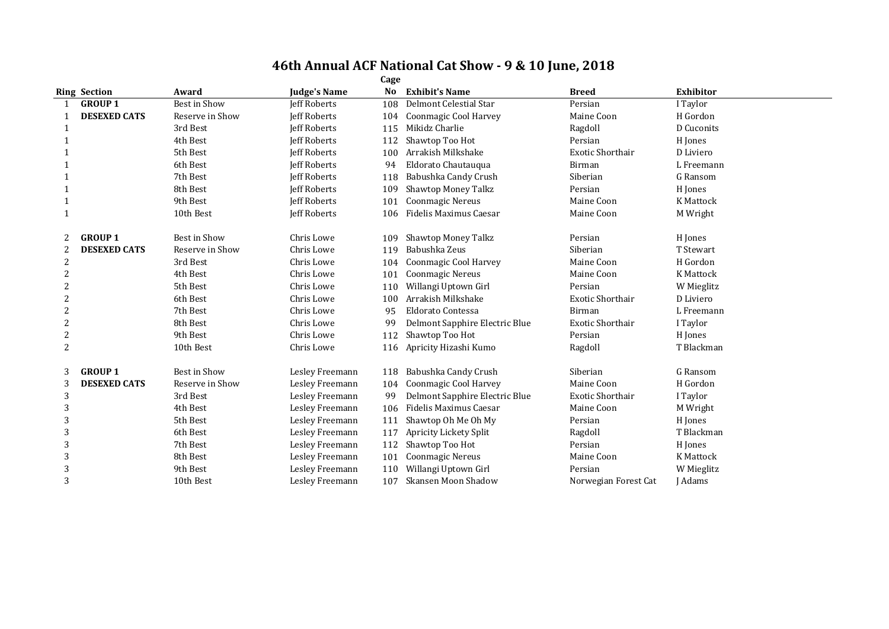# 46th Annual ACF National Cat Show - 9 & 10 June, 2018

| Ring | Section | Award | Judge's Name | Cage No | Exhibit's Name | Breed | Exhibitor |
|---|---|---|---|---|---|---|---|
| 1 | **GROUP 1** | Best in Show | Jeff Roberts | 108 | Delmont Celestial Star | Persian | I Taylor |
| 1 | **DESEXED CATS** | Reserve in Show | Jeff Roberts | 104 | Coonmagic Cool Harvey | Maine Coon | H Gordon |
| 1 | | 3rd Best | Jeff Roberts | 115 | Mikidz Charlie | Ragdoll | D Cuconits |
| 1 | | 4th Best | Jeff Roberts | 112 | Shawtop Too Hot | Persian | H Jones |
| 1 | | 5th Best | Jeff Roberts | 100 | Arrakish Milkshake | Exotic Shorthair | D Liviero |
| 1 | | 6th Best | Jeff Roberts | 94 | Eldorato Chautauqua | Birman | L Freemann |
| 1 | | 7th Best | Jeff Roberts | 118 | Babushka Candy Crush | Siberian | G Ransom |
| 1 | | 8th Best | Jeff Roberts | 109 | Shawtop Money Talkz | Persian | H Jones |
| 1 | | 9th Best | Jeff Roberts | 101 | Coonmagic Nereus | Maine Coon | K Mattock |
| 1 | | 10th Best | Jeff Roberts | 106 | Fidelis Maximus Caesar | Maine Coon | M Wright |
| 2 | **GROUP 1** | Best in Show | Chris Lowe | 109 | Shawtop Money Talkz | Persian | H Jones |
| 2 | **DESEXED CATS** | Reserve in Show | Chris Lowe | 119 | Babushka Zeus | Siberian | T Stewart |
| 2 | | 3rd Best | Chris Lowe | 104 | Coonmagic Cool Harvey | Maine Coon | H Gordon |
| 2 | | 4th Best | Chris Lowe | 101 | Coonmagic Nereus | Maine Coon | K Mattock |
| 2 | | 5th Best | Chris Lowe | 110 | Willangi Uptown Girl | Persian | W Mieglitz |
| 2 | | 6th Best | Chris Lowe | 100 | Arrakish Milkshake | Exotic Shorthair | D Liviero |
| 2 | | 7th Best | Chris Lowe | 95 | Eldorato Contessa | Birman | L Freemann |
| 2 | | 8th Best | Chris Lowe | 99 | Delmont Sapphire Electric Blue | Exotic Shorthair | I Taylor |
| 2 | | 9th Best | Chris Lowe | 112 | Shawtop Too Hot | Persian | H Jones |
| 2 | | 10th Best | Chris Lowe | 116 | Apricity Hizashi Kumo | Ragdoll | T Blackman |
| 3 | **GROUP 1** | Best in Show | Lesley Freemann | 118 | Babushka Candy Crush | Siberian | G Ransom |
| 3 | **DESEXED CATS** | Reserve in Show | Lesley Freemann | 104 | Coonmagic Cool Harvey | Maine Coon | H Gordon |
| 3 | | 3rd Best | Lesley Freemann | 99 | Delmont Sapphire Electric Blue | Exotic Shorthair | I Taylor |
| 3 | | 4th Best | Lesley Freemann | 106 | Fidelis Maximus Caesar | Maine Coon | M Wright |
| 3 | | 5th Best | Lesley Freemann | 111 | Shawtop Oh Me Oh My | Persian | H Jones |
| 3 | | 6th Best | Lesley Freemann | 117 | Apricity Lickety Split | Ragdoll | T Blackman |
| 3 | | 7th Best | Lesley Freemann | 112 | Shawtop Too Hot | Persian | H Jones |
| 3 | | 8th Best | Lesley Freemann | 101 | Coonmagic Nereus | Maine Coon | K Mattock |
| 3 | | 9th Best | Lesley Freemann | 110 | Willangi Uptown Girl | Persian | W Mieglitz |
| 3 | | 10th Best | Lesley Freemann | 107 | Skansen Moon Shadow | Norwegian Forest Cat | J Adams |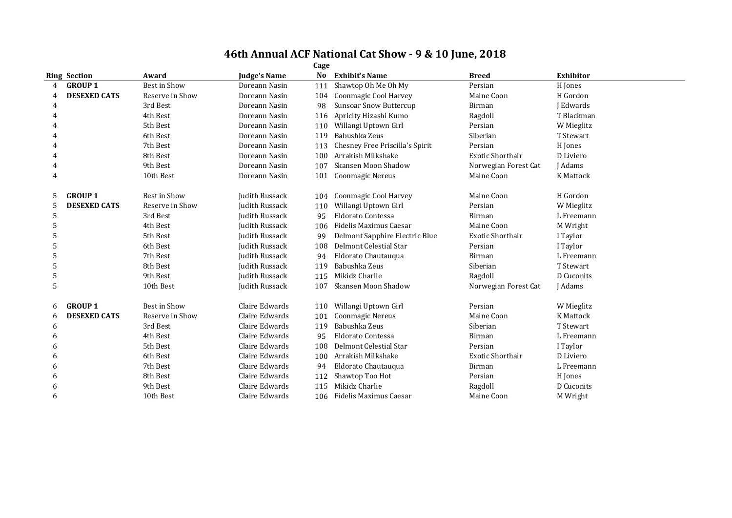# 46th Annual ACF National Cat Show - 9 & 10 June, 2018

| Ring | Section | Award | Judge's Name | Cage No | Exhibit's Name | Breed | Exhibitor |
|---|---|---|---|---|---|---|---|
| 4 | **GROUP 1** | Best in Show | Doreann Nasin | 111 | Shawtop Oh Me Oh My | Persian | H Jones |
| 4 | **DESEXED CATS** | Reserve in Show | Doreann Nasin | 104 | Coonmagic Cool Harvey | Maine Coon | H Gordon |
| 4 | | 3rd Best | Doreann Nasin | 98 | Sunsoar Snow Buttercup | Birman | J Edwards |
| 4 | | 4th Best | Doreann Nasin | 116 | Apricity Hizashi Kumo | Ragdoll | T Blackman |
| 4 | | 5th Best | Doreann Nasin | 110 | Willangi Uptown Girl | Persian | W Mieglitz |
| 4 | | 6th Best | Doreann Nasin | 119 | Babushka Zeus | Siberian | T Stewart |
| 4 | | 7th Best | Doreann Nasin | 113 | Chesney Free Priscilla's Spirit | Persian | H Jones |
| 4 | | 8th Best | Doreann Nasin | 100 | Arrakish Milkshake | Exotic Shorthair | D Liviero |
| 4 | | 9th Best | Doreann Nasin | 107 | Skansen Moon Shadow | Norwegian Forest Cat | J Adams |
| 4 | | 10th Best | Doreann Nasin | 101 | Coonmagic Nereus | Maine Coon | K Mattock |
| 5 | **GROUP 1** | Best in Show | Judith Russack | 104 | Coonmagic Cool Harvey | Maine Coon | H Gordon |
| 5 | **DESEXED CATS** | Reserve in Show | Judith Russack | 110 | Willangi Uptown Girl | Persian | W Mieglitz |
| 5 | | 3rd Best | Judith Russack | 95 | Eldorato Contessa | Birman | L Freemann |
| 5 | | 4th Best | Judith Russack | 106 | Fidelis Maximus Caesar | Maine Coon | M Wright |
| 5 | | 5th Best | Judith Russack | 99 | Delmont Sapphire Electric Blue | Exotic Shorthair | I Taylor |
| 5 | | 6th Best | Judith Russack | 108 | Delmont Celestial Star | Persian | I Taylor |
| 5 | | 7th Best | Judith Russack | 94 | Eldorato Chautauqua | Birman | L Freemann |
| 5 | | 8th Best | Judith Russack | 119 | Babushka Zeus | Siberian | T Stewart |
| 5 | | 9th Best | Judith Russack | 115 | Mikidz Charlie | Ragdoll | D Cuconits |
| 5 | | 10th Best | Judith Russack | 107 | Skansen Moon Shadow | Norwegian Forest Cat | J Adams |
| 6 | **GROUP 1** | Best in Show | Claire Edwards | 110 | Willangi Uptown Girl | Persian | W Mieglitz |
| 6 | **DESEXED CATS** | Reserve in Show | Claire Edwards | 101 | Coonmagic Nereus | Maine Coon | K Mattock |
| 6 | | 3rd Best | Claire Edwards | 119 | Babushka Zeus | Siberian | T Stewart |
| 6 | | 4th Best | Claire Edwards | 95 | Eldorato Contessa | Birman | L Freemann |
| 6 | | 5th Best | Claire Edwards | 108 | Delmont Celestial Star | Persian | I Taylor |
| 6 | | 6th Best | Claire Edwards | 100 | Arrakish Milkshake | Exotic Shorthair | D Liviero |
| 6 | | 7th Best | Claire Edwards | 94 | Eldorato Chautauqua | Birman | L Freemann |
| 6 | | 8th Best | Claire Edwards | 112 | Shawtop Too Hot | Persian | H Jones |
| 6 | | 9th Best | Claire Edwards | 115 | Mikidz Charlie | Ragdoll | D Cuconits |
| 6 | | 10th Best | Claire Edwards | 106 | Fidelis Maximus Caesar | Maine Coon | M Wright |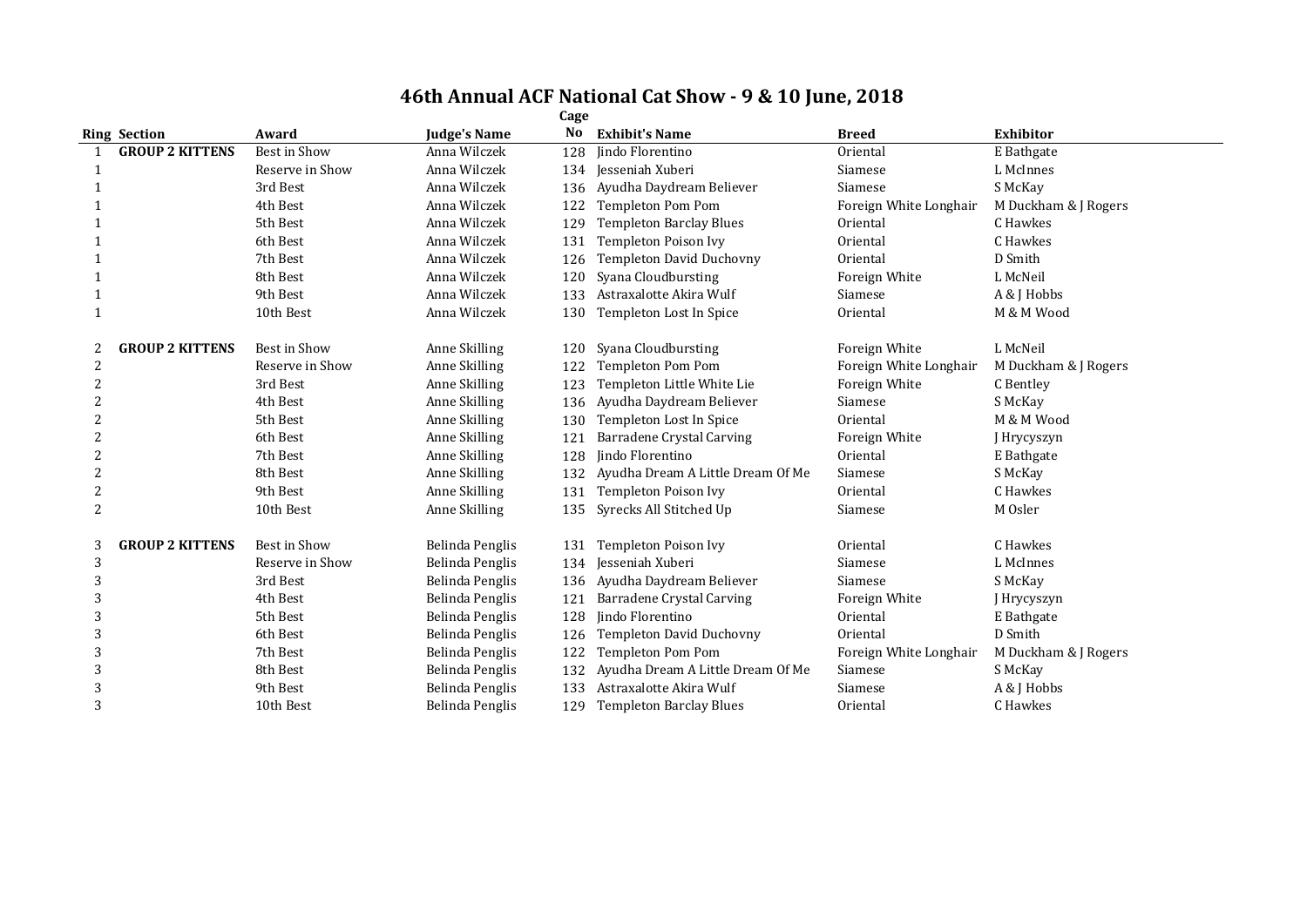# 46th Annual ACF National Cat Show - 9 & 10 June, 2018

| Ring | Section | Award | Judge's Name | Cage No | Exhibit's Name | Breed | Exhibitor |
|---|---|---|---|---|---|---|---|
| 1 | **GROUP 2 KITTENS** | Best in Show | Anna Wilczek | 128 | Jindo Florentino | Oriental | E Bathgate |
| 1 | | Reserve in Show | Anna Wilczek | 134 | Jesseniah Xuberi | Siamese | L McInnes |
| 1 | | 3rd Best | Anna Wilczek | 136 | Ayudha Daydream Believer | Siamese | S McKay |
| 1 | | 4th Best | Anna Wilczek | 122 | Templeton Pom Pom | Foreign White Longhair | M Duckham & J Rogers |
| 1 | | 5th Best | Anna Wilczek | 129 | Templeton Barclay Blues | Oriental | C Hawkes |
| 1 | | 6th Best | Anna Wilczek | 131 | Templeton Poison Ivy | Oriental | C Hawkes |
| 1 | | 7th Best | Anna Wilczek | 126 | Templeton David Duchovny | Oriental | D Smith |
| 1 | | 8th Best | Anna Wilczek | 120 | Syana Cloudbursting | Foreign White | L McNeil |
| 1 | | 9th Best | Anna Wilczek | 133 | Astraxalotte Akira Wulf | Siamese | A & J Hobbs |
| 1 | | 10th Best | Anna Wilczek | 130 | Templeton Lost In Spice | Oriental | M & M Wood |
| 2 | **GROUP 2 KITTENS** | Best in Show | Anne Skilling | 120 | Syana Cloudbursting | Foreign White | L McNeil |
| 2 | | Reserve in Show | Anne Skilling | 122 | Templeton Pom Pom | Foreign White Longhair | M Duckham & J Rogers |
| 2 | | 3rd Best | Anne Skilling | 123 | Templeton Little White Lie | Foreign White | C Bentley |
| 2 | | 4th Best | Anne Skilling | 136 | Ayudha Daydream Believer | Siamese | S McKay |
| 2 | | 5th Best | Anne Skilling | 130 | Templeton Lost In Spice | Oriental | M & M Wood |
| 2 | | 6th Best | Anne Skilling | 121 | Barradene Crystal Carving | Foreign White | J Hrycyszyn |
| 2 | | 7th Best | Anne Skilling | 128 | Jindo Florentino | Oriental | E Bathgate |
| 2 | | 8th Best | Anne Skilling | 132 | Ayudha Dream A Little Dream Of Me | Siamese | S McKay |
| 2 | | 9th Best | Anne Skilling | 131 | Templeton Poison Ivy | Oriental | C Hawkes |
| 2 | | 10th Best | Anne Skilling | 135 | Syrecks All Stitched Up | Siamese | M Osler |
| 3 | **GROUP 2 KITTENS** | Best in Show | Belinda Penglis | 131 | Templeton Poison Ivy | Oriental | C Hawkes |
| 3 | | Reserve in Show | Belinda Penglis | 134 | Jesseniah Xuberi | Siamese | L McInnes |
| 3 | | 3rd Best | Belinda Penglis | 136 | Ayudha Daydream Believer | Siamese | S McKay |
| 3 | | 4th Best | Belinda Penglis | 121 | Barradene Crystal Carving | Foreign White | J Hrycyszyn |
| 3 | | 5th Best | Belinda Penglis | 128 | Jindo Florentino | Oriental | E Bathgate |
| 3 | | 6th Best | Belinda Penglis | 126 | Templeton David Duchovny | Oriental | D Smith |
| 3 | | 7th Best | Belinda Penglis | 122 | Templeton Pom Pom | Foreign White Longhair | M Duckham & J Rogers |
| 3 | | 8th Best | Belinda Penglis | 132 | Ayudha Dream A Little Dream Of Me | Siamese | S McKay |
| 3 | | 9th Best | Belinda Penglis | 133 | Astraxalotte Akira Wulf | Siamese | A & J Hobbs |
| 3 | | 10th Best | Belinda Penglis | 129 | Templeton Barclay Blues | Oriental | C Hawkes |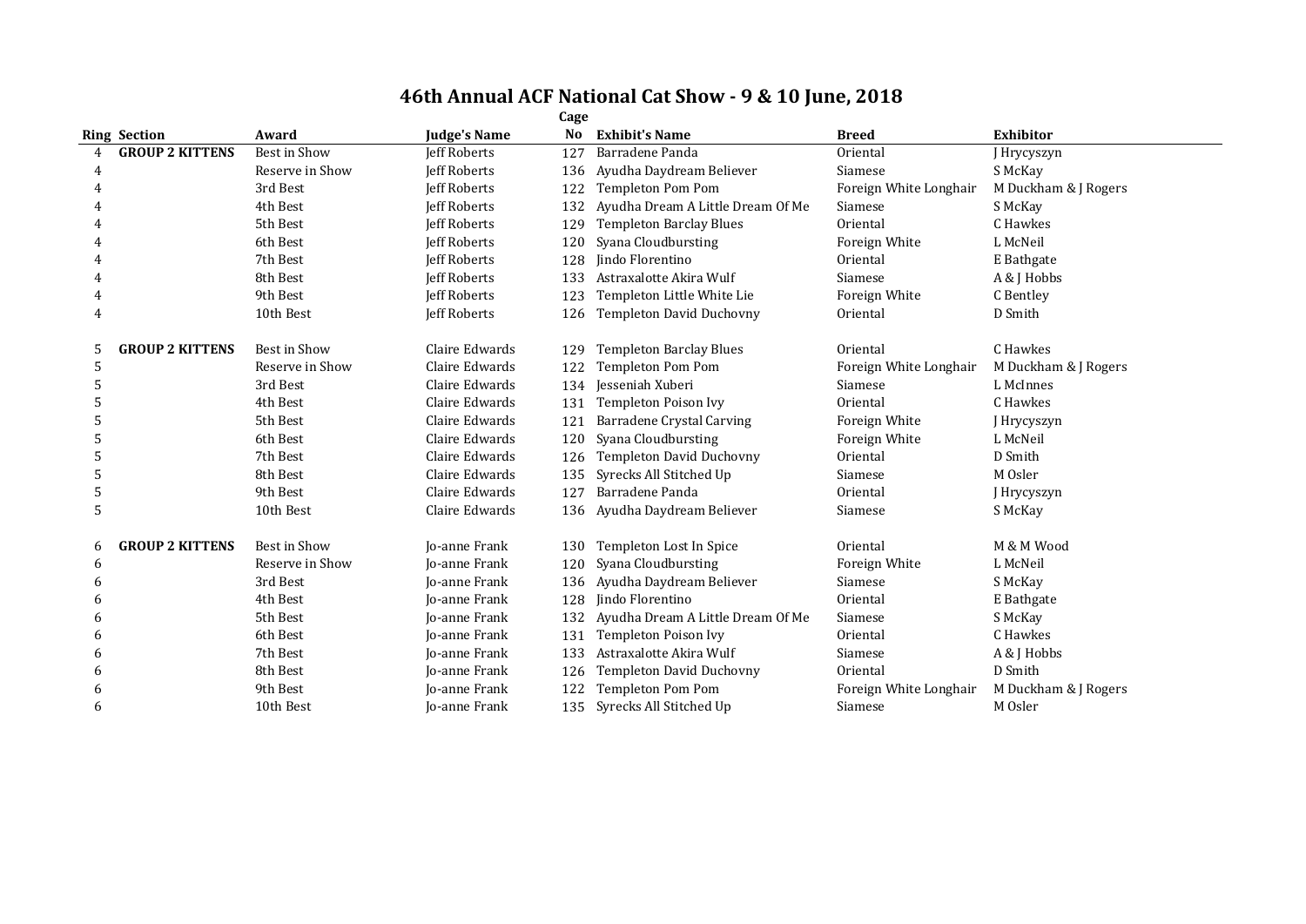# 46th Annual ACF National Cat Show - 9 & 10 June, 2018

| Ring | Section | Award | Judge's Name | Cage No | Exhibit's Name | Breed | Exhibitor |
|---|---|---|---|---|---|---|---|
| 4 | **GROUP 2 KITTENS** | Best in Show | Jeff Roberts | 127 | Barradene Panda | Oriental | J Hrycyszyn |
| 4 | | Reserve in Show | Jeff Roberts | 136 | Ayudha Daydream Believer | Siamese | S McKay |
| 4 | | 3rd Best | Jeff Roberts | 122 | Templeton Pom Pom | Foreign White Longhair | M Duckham & J Rogers |
| 4 | | 4th Best | Jeff Roberts | 132 | Ayudha Dream A Little Dream Of Me | Siamese | S McKay |
| 4 | | 5th Best | Jeff Roberts | 129 | Templeton Barclay Blues | Oriental | C Hawkes |
| 4 | | 6th Best | Jeff Roberts | 120 | Syana Cloudbursting | Foreign White | L McNeil |
| 4 | | 7th Best | Jeff Roberts | 128 | Jindo Florentino | Oriental | E Bathgate |
| 4 | | 8th Best | Jeff Roberts | 133 | Astraxalotte Akira Wulf | Siamese | A & J Hobbs |
| 4 | | 9th Best | Jeff Roberts | 123 | Templeton Little White Lie | Foreign White | C Bentley |
| 4 | | 10th Best | Jeff Roberts | 126 | Templeton David Duchovny | Oriental | D Smith |
| | | | | | | | |
| 5 | **GROUP 2 KITTENS** | Best in Show | Claire Edwards | 129 | Templeton Barclay Blues | Oriental | C Hawkes |
| 5 | | Reserve in Show | Claire Edwards | 122 | Templeton Pom Pom | Foreign White Longhair | M Duckham & J Rogers |
| 5 | | 3rd Best | Claire Edwards | 134 | Jesseniah Xuberi | Siamese | L McInnes |
| 5 | | 4th Best | Claire Edwards | 131 | Templeton Poison Ivy | Oriental | C Hawkes |
| 5 | | 5th Best | Claire Edwards | 121 | Barradene Crystal Carving | Foreign White | J Hrycyszyn |
| 5 | | 6th Best | Claire Edwards | 120 | Syana Cloudbursting | Foreign White | L McNeil |
| 5 | | 7th Best | Claire Edwards | 126 | Templeton David Duchovny | Oriental | D Smith |
| 5 | | 8th Best | Claire Edwards | 135 | Syrecks All Stitched Up | Siamese | M Osler |
| 5 | | 9th Best | Claire Edwards | 127 | Barradene Panda | Oriental | J Hrycyszyn |
| 5 | | 10th Best | Claire Edwards | 136 | Ayudha Daydream Believer | Siamese | S McKay |
| | | | | | | | |
| 6 | **GROUP 2 KITTENS** | Best in Show | Jo-anne Frank | 130 | Templeton Lost In Spice | Oriental | M & M Wood |
| 6 | | Reserve in Show | Jo-anne Frank | 120 | Syana Cloudbursting | Foreign White | L McNeil |
| 6 | | 3rd Best | Jo-anne Frank | 136 | Ayudha Daydream Believer | Siamese | S McKay |
| 6 | | 4th Best | Jo-anne Frank | 128 | Jindo Florentino | Oriental | E Bathgate |
| 6 | | 5th Best | Jo-anne Frank | 132 | Ayudha Dream A Little Dream Of Me | Siamese | S McKay |
| 6 | | 6th Best | Jo-anne Frank | 131 | Templeton Poison Ivy | Oriental | C Hawkes |
| 6 | | 7th Best | Jo-anne Frank | 133 | Astraxalotte Akira Wulf | Siamese | A & J Hobbs |
| 6 | | 8th Best | Jo-anne Frank | 126 | Templeton David Duchovny | Oriental | D Smith |
| 6 | | 9th Best | Jo-anne Frank | 122 | Templeton Pom Pom | Foreign White Longhair | M Duckham & J Rogers |
| 6 | | 10th Best | Jo-anne Frank | 135 | Syrecks All Stitched Up | Siamese | M Osler |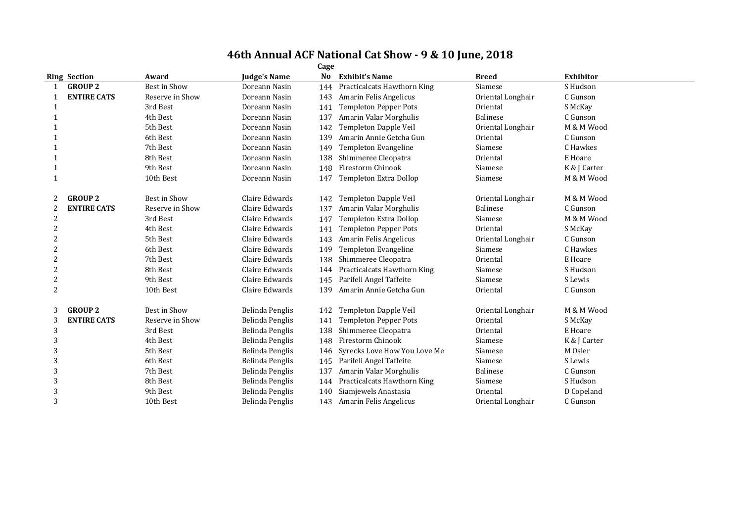# 46th Annual ACF National Cat Show - 9 & 10 June, 2018

| Ring | Section | Award | Judge's Name | Cage No | Exhibit's Name | Breed | Exhibitor |
|---|---|---|---|---|---|---|---|
| 1 | **GROUP 2** | Best in Show | Doreann Nasin | 144 | Practicalcats Hawthorn King | Siamese | S Hudson |
| 1 | **ENTIRE CATS** | Reserve in Show | Doreann Nasin | 143 | Amarin Felis Angelicus | Oriental Longhair | C Gunson |
| 1 | | 3rd Best | Doreann Nasin | 141 | Templeton Pepper Pots | Oriental | S McKay |
| 1 | | 4th Best | Doreann Nasin | 137 | Amarin Valar Morghulis | Balinese | C Gunson |
| 1 | | 5th Best | Doreann Nasin | 142 | Templeton Dapple Veil | Oriental Longhair | M & M Wood |
| 1 | | 6th Best | Doreann Nasin | 139 | Amarin Annie Getcha Gun | Oriental | C Gunson |
| 1 | | 7th Best | Doreann Nasin | 149 | Templeton Evangeline | Siamese | C Hawkes |
| 1 | | 8th Best | Doreann Nasin | 138 | Shimmeree Cleopatra | Oriental | E Hoare |
| 1 | | 9th Best | Doreann Nasin | 148 | Firestorm Chinook | Siamese | K & J Carter |
| 1 | | 10th Best | Doreann Nasin | 147 | Templeton Extra Dollop | Siamese | M & M Wood |
| 2 | **GROUP 2** | Best in Show | Claire Edwards | 142 | Templeton Dapple Veil | Oriental Longhair | M & M Wood |
| 2 | **ENTIRE CATS** | Reserve in Show | Claire Edwards | 137 | Amarin Valar Morghulis | Balinese | C Gunson |
| 2 | | 3rd Best | Claire Edwards | 147 | Templeton Extra Dollop | Siamese | M & M Wood |
| 2 | | 4th Best | Claire Edwards | 141 | Templeton Pepper Pots | Oriental | S McKay |
| 2 | | 5th Best | Claire Edwards | 143 | Amarin Felis Angelicus | Oriental Longhair | C Gunson |
| 2 | | 6th Best | Claire Edwards | 149 | Templeton Evangeline | Siamese | C Hawkes |
| 2 | | 7th Best | Claire Edwards | 138 | Shimmeree Cleopatra | Oriental | E Hoare |
| 2 | | 8th Best | Claire Edwards | 144 | Practicalcats Hawthorn King | Siamese | S Hudson |
| 2 | | 9th Best | Claire Edwards | 145 | Parifeli Angel Taffeite | Siamese | S Lewis |
| 2 | | 10th Best | Claire Edwards | 139 | Amarin Annie Getcha Gun | Oriental | C Gunson |
| 3 | **GROUP 2** | Best in Show | Belinda Penglis | 142 | Templeton Dapple Veil | Oriental Longhair | M & M Wood |
| 3 | **ENTIRE CATS** | Reserve in Show | Belinda Penglis | 141 | Templeton Pepper Pots | Oriental | S McKay |
| 3 | | 3rd Best | Belinda Penglis | 138 | Shimmeree Cleopatra | Oriental | E Hoare |
| 3 | | 4th Best | Belinda Penglis | 148 | Firestorm Chinook | Siamese | K & J Carter |
| 3 | | 5th Best | Belinda Penglis | 146 | Syrecks Love How You Love Me | Siamese | M Osler |
| 3 | | 6th Best | Belinda Penglis | 145 | Parifeli Angel Taffeite | Siamese | S Lewis |
| 3 | | 7th Best | Belinda Penglis | 137 | Amarin Valar Morghulis | Balinese | C Gunson |
| 3 | | 8th Best | Belinda Penglis | 144 | Practicalcats Hawthorn King | Siamese | S Hudson |
| 3 | | 9th Best | Belinda Penglis | 140 | Siamjewels Anastasia | Oriental | D Copeland |
| 3 | | 10th Best | Belinda Penglis | 143 | Amarin Felis Angelicus | Oriental Longhair | C Gunson |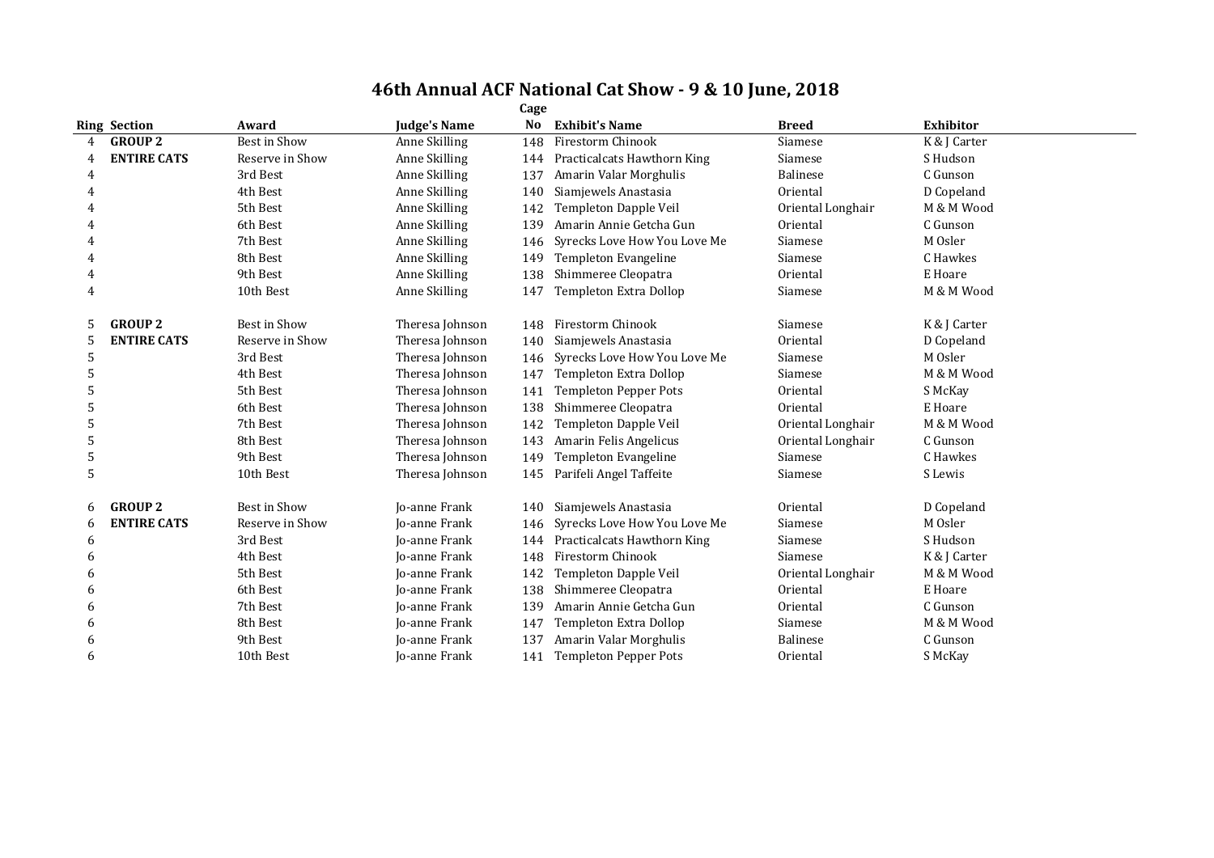# 46th Annual ACF National Cat Show - 9 & 10 June, 2018

| Ring | Section | Award | Judge's Name | Cage No | Exhibit's Name | Breed | Exhibitor |
|---|---|---|---|---|---|---|---|
| 4 | **GROUP 2** | Best in Show | Anne Skilling | 148 | Firestorm Chinook | Siamese | K & J Carter |
| 4 | **ENTIRE CATS** | Reserve in Show | Anne Skilling | 144 | Practicalcats Hawthorn King | Siamese | S Hudson |
| 4 | | 3rd Best | Anne Skilling | 137 | Amarin Valar Morghulis | Balinese | C Gunson |
| 4 | | 4th Best | Anne Skilling | 140 | Siamjewels Anastasia | Oriental | D Copeland |
| 4 | | 5th Best | Anne Skilling | 142 | Templeton Dapple Veil | Oriental Longhair | M & M Wood |
| 4 | | 6th Best | Anne Skilling | 139 | Amarin Annie Getcha Gun | Oriental | C Gunson |
| 4 | | 7th Best | Anne Skilling | 146 | Syrecks Love How You Love Me | Siamese | M Osler |
| 4 | | 8th Best | Anne Skilling | 149 | Templeton Evangeline | Siamese | C Hawkes |
| 4 | | 9th Best | Anne Skilling | 138 | Shimmeree Cleopatra | Oriental | E Hoare |
| 4 | | 10th Best | Anne Skilling | 147 | Templeton Extra Dollop | Siamese | M & M Wood |
| | | | | | | | |
| 5 | **GROUP 2** | Best in Show | Theresa Johnson | 148 | Firestorm Chinook | Siamese | K & J Carter |
| 5 | **ENTIRE CATS** | Reserve in Show | Theresa Johnson | 140 | Siamjewels Anastasia | Oriental | D Copeland |
| 5 | | 3rd Best | Theresa Johnson | 146 | Syrecks Love How You Love Me | Siamese | M Osler |
| 5 | | 4th Best | Theresa Johnson | 147 | Templeton Extra Dollop | Siamese | M & M Wood |
| 5 | | 5th Best | Theresa Johnson | 141 | Templeton Pepper Pots | Oriental | S McKay |
| 5 | | 6th Best | Theresa Johnson | 138 | Shimmeree Cleopatra | Oriental | E Hoare |
| 5 | | 7th Best | Theresa Johnson | 142 | Templeton Dapple Veil | Oriental Longhair | M & M Wood |
| 5 | | 8th Best | Theresa Johnson | 143 | Amarin Felis Angelicus | Oriental Longhair | C Gunson |
| 5 | | 9th Best | Theresa Johnson | 149 | Templeton Evangeline | Siamese | C Hawkes |
| 5 | | 10th Best | Theresa Johnson | 145 | Parifeli Angel Taffeite | Siamese | S Lewis |
| | | | | | | | |
| 6 | **GROUP 2** | Best in Show | Jo-anne Frank | 140 | Siamjewels Anastasia | Oriental | D Copeland |
| 6 | **ENTIRE CATS** | Reserve in Show | Jo-anne Frank | 146 | Syrecks Love How You Love Me | Siamese | M Osler |
| 6 | | 3rd Best | Jo-anne Frank | 144 | Practicalcats Hawthorn King | Siamese | S Hudson |
| 6 | | 4th Best | Jo-anne Frank | 148 | Firestorm Chinook | Siamese | K & J Carter |
| 6 | | 5th Best | Jo-anne Frank | 142 | Templeton Dapple Veil | Oriental Longhair | M & M Wood |
| 6 | | 6th Best | Jo-anne Frank | 138 | Shimmeree Cleopatra | Oriental | E Hoare |
| 6 | | 7th Best | Jo-anne Frank | 139 | Amarin Annie Getcha Gun | Oriental | C Gunson |
| 6 | | 8th Best | Jo-anne Frank | 147 | Templeton Extra Dollop | Siamese | M & M Wood |
| 6 | | 9th Best | Jo-anne Frank | 137 | Amarin Valar Morghulis | Balinese | C Gunson |
| 6 | | 10th Best | Jo-anne Frank | 141 | Templeton Pepper Pots | Oriental | S McKay |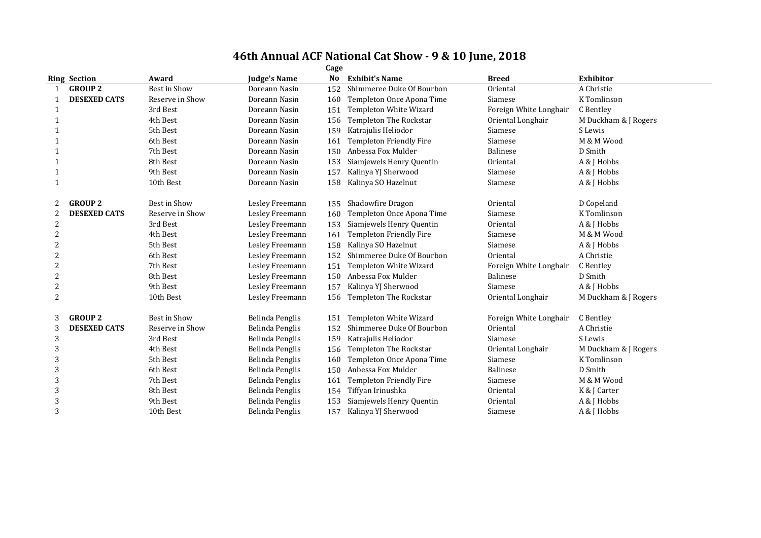# 46th Annual ACF National Cat Show - 9 & 10 June, 2018

| Ring | Section | Award | Judge's Name | Cage No | Exhibit's Name | Breed | Exhibitor |
|---|---|---|---|---|---|---|---|
| 1 | **GROUP 2** | Best in Show | Doreann Nasin | 152 | Shimmeree Duke Of Bourbon | Oriental | A Christie |
| 1 | **DESEXED CATS** | Reserve in Show | Doreann Nasin | 160 | Templeton Once Apona Time | Siamese | K Tomlinson |
| 1 | | 3rd Best | Doreann Nasin | 151 | Templeton White Wizard | Foreign White Longhair | C Bentley |
| 1 | | 4th Best | Doreann Nasin | 156 | Templeton The Rockstar | Oriental Longhair | M Duckham & J Rogers |
| 1 | | 5th Best | Doreann Nasin | 159 | Katrajulis Heliodor | Siamese | S Lewis |
| 1 | | 6th Best | Doreann Nasin | 161 | Templeton Friendly Fire | Siamese | M & M Wood |
| 1 | | 7th Best | Doreann Nasin | 150 | Anbessa Fox Mulder | Balinese | D Smith |
| 1 | | 8th Best | Doreann Nasin | 153 | Siamjewels Henry Quentin | Oriental | A & J Hobbs |
| 1 | | 9th Best | Doreann Nasin | 157 | Kalinya YJ Sherwood | Siamese | A & J Hobbs |
| 1 | | 10th Best | Doreann Nasin | 158 | Kalinya SO Hazelnut | Siamese | A & J Hobbs |
| | | | | | | | |
| 2 | **GROUP 2** | Best in Show | Lesley Freemann | 155 | Shadowfire Dragon | Oriental | D Copeland |
| 2 | **DESEXED CATS** | Reserve in Show | Lesley Freemann | 160 | Templeton Once Apona Time | Siamese | K Tomlinson |
| 2 | | 3rd Best | Lesley Freemann | 153 | Siamjewels Henry Quentin | Oriental | A & J Hobbs |
| 2 | | 4th Best | Lesley Freemann | 161 | Templeton Friendly Fire | Siamese | M & M Wood |
| 2 | | 5th Best | Lesley Freemann | 158 | Kalinya SO Hazelnut | Siamese | A & J Hobbs |
| 2 | | 6th Best | Lesley Freemann | 152 | Shimmeree Duke Of Bourbon | Oriental | A Christie |
| 2 | | 7th Best | Lesley Freemann | 151 | Templeton White Wizard | Foreign White Longhair | C Bentley |
| 2 | | 8th Best | Lesley Freemann | 150 | Anbessa Fox Mulder | Balinese | D Smith |
| 2 | | 9th Best | Lesley Freemann | 157 | Kalinya YJ Sherwood | Siamese | A & J Hobbs |
| 2 | | 10th Best | Lesley Freemann | 156 | Templeton The Rockstar | Oriental Longhair | M Duckham & J Rogers |
| | | | | | | | |
| 3 | **GROUP 2** | Best in Show | Belinda Penglis | 151 | Templeton White Wizard | Foreign White Longhair | C Bentley |
| 3 | **DESEXED CATS** | Reserve in Show | Belinda Penglis | 152 | Shimmeree Duke Of Bourbon | Oriental | A Christie |
| 3 | | 3rd Best | Belinda Penglis | 159 | Katrajulis Heliodor | Siamese | S Lewis |
| 3 | | 4th Best | Belinda Penglis | 156 | Templeton The Rockstar | Oriental Longhair | M Duckham & J Rogers |
| 3 | | 5th Best | Belinda Penglis | 160 | Templeton Once Apona Time | Siamese | K Tomlinson |
| 3 | | 6th Best | Belinda Penglis | 150 | Anbessa Fox Mulder | Balinese | D Smith |
| 3 | | 7th Best | Belinda Penglis | 161 | Templeton Friendly Fire | Siamese | M & M Wood |
| 3 | | 8th Best | Belinda Penglis | 154 | Tiffyan Irinushka | Oriental | K & J Carter |
| 3 | | 9th Best | Belinda Penglis | 153 | Siamjewels Henry Quentin | Oriental | A & J Hobbs |
| 3 | | 10th Best | Belinda Penglis | 157 | Kalinya YJ Sherwood | Siamese | A & J Hobbs |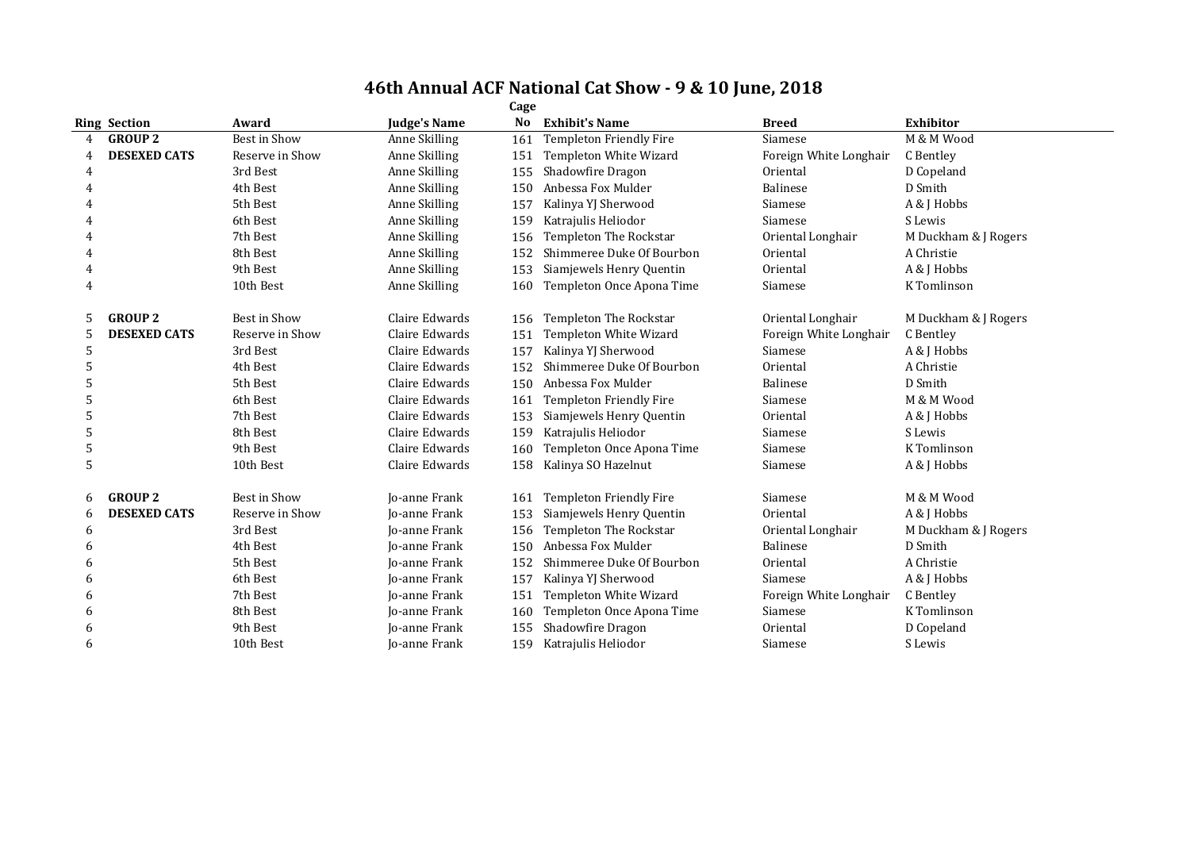# 46th Annual ACF National Cat Show - 9 & 10 June, 2018

| Ring | Section | Award | Judge's Name | Cage No | Exhibit's Name | Breed | Exhibitor |
|---|---|---|---|---|---|---|---|
| 4 | **GROUP 2** | Best in Show | Anne Skilling | 161 | Templeton Friendly Fire | Siamese | M & M Wood |
| 4 | **DESEXED CATS** | Reserve in Show | Anne Skilling | 151 | Templeton White Wizard | Foreign White Longhair | C Bentley |
| 4 | | 3rd Best | Anne Skilling | 155 | Shadowfire Dragon | Oriental | D Copeland |
| 4 | | 4th Best | Anne Skilling | 150 | Anbessa Fox Mulder | Balinese | D Smith |
| 4 | | 5th Best | Anne Skilling | 157 | Kalinya YJ Sherwood | Siamese | A & J Hobbs |
| 4 | | 6th Best | Anne Skilling | 159 | Katrajulis Heliodor | Siamese | S Lewis |
| 4 | | 7th Best | Anne Skilling | 156 | Templeton The Rockstar | Oriental Longhair | M Duckham & J Rogers |
| 4 | | 8th Best | Anne Skilling | 152 | Shimmeree Duke Of Bourbon | Oriental | A Christie |
| 4 | | 9th Best | Anne Skilling | 153 | Siamjewels Henry Quentin | Oriental | A & J Hobbs |
| 4 | | 10th Best | Anne Skilling | 160 | Templeton Once Apona Time | Siamese | K Tomlinson |
| 5 | **GROUP 2** | Best in Show | Claire Edwards | 156 | Templeton The Rockstar | Oriental Longhair | M Duckham & J Rogers |
| 5 | **DESEXED CATS** | Reserve in Show | Claire Edwards | 151 | Templeton White Wizard | Foreign White Longhair | C Bentley |
| 5 | | 3rd Best | Claire Edwards | 157 | Kalinya YJ Sherwood | Siamese | A & J Hobbs |
| 5 | | 4th Best | Claire Edwards | 152 | Shimmeree Duke Of Bourbon | Oriental | A Christie |
| 5 | | 5th Best | Claire Edwards | 150 | Anbessa Fox Mulder | Balinese | D Smith |
| 5 | | 6th Best | Claire Edwards | 161 | Templeton Friendly Fire | Siamese | M & M Wood |
| 5 | | 7th Best | Claire Edwards | 153 | Siamjewels Henry Quentin | Oriental | A & J Hobbs |
| 5 | | 8th Best | Claire Edwards | 159 | Katrajulis Heliodor | Siamese | S Lewis |
| 5 | | 9th Best | Claire Edwards | 160 | Templeton Once Apona Time | Siamese | K Tomlinson |
| 5 | | 10th Best | Claire Edwards | 158 | Kalinya SO Hazelnut | Siamese | A & J Hobbs |
| 6 | **GROUP 2** | Best in Show | Jo-anne Frank | 161 | Templeton Friendly Fire | Siamese | M & M Wood |
| 6 | **DESEXED CATS** | Reserve in Show | Jo-anne Frank | 153 | Siamjewels Henry Quentin | Oriental | A & J Hobbs |
| 6 | | 3rd Best | Jo-anne Frank | 156 | Templeton The Rockstar | Oriental Longhair | M Duckham & J Rogers |
| 6 | | 4th Best | Jo-anne Frank | 150 | Anbessa Fox Mulder | Balinese | D Smith |
| 6 | | 5th Best | Jo-anne Frank | 152 | Shimmeree Duke Of Bourbon | Oriental | A Christie |
| 6 | | 6th Best | Jo-anne Frank | 157 | Kalinya YJ Sherwood | Siamese | A & J Hobbs |
| 6 | | 7th Best | Jo-anne Frank | 151 | Templeton White Wizard | Foreign White Longhair | C Bentley |
| 6 | | 8th Best | Jo-anne Frank | 160 | Templeton Once Apona Time | Siamese | K Tomlinson |
| 6 | | 9th Best | Jo-anne Frank | 155 | Shadowfire Dragon | Oriental | D Copeland |
| 6 | | 10th Best | Jo-anne Frank | 159 | Katrajulis Heliodor | Siamese | S Lewis |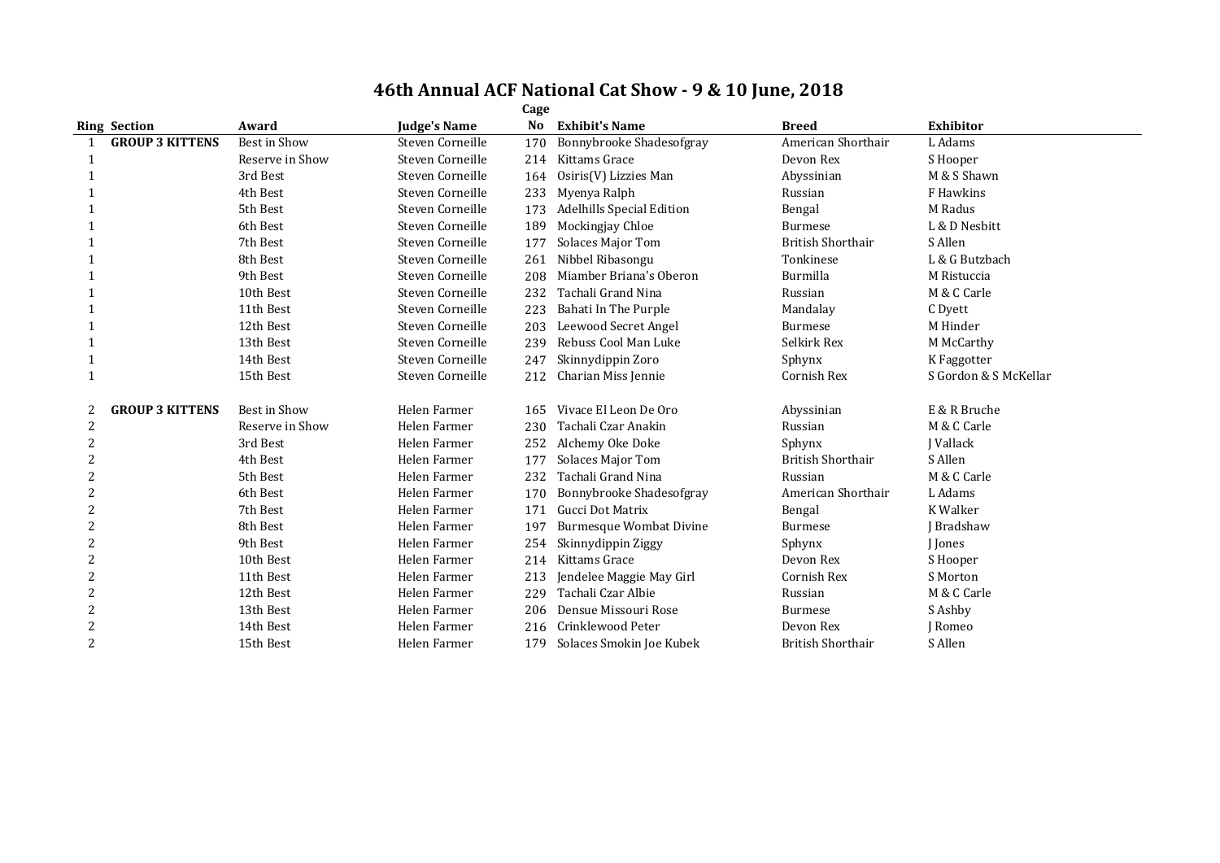# 46th Annual ACF National Cat Show - 9 & 10 June, 2018

| Ring | Section | Award | Judge's Name | Cage No | Exhibit's Name | Breed | Exhibitor |
|---|---|---|---|---|---|---|---|
| 1 | GROUP 3 KITTENS | Best in Show | Steven Corneille | 170 | Bonnybrooke Shadesofgray | American Shorthair | L Adams |
| 1 | | Reserve in Show | Steven Corneille | 214 | Kittams Grace | Devon Rex | S Hooper |
| 1 | | 3rd Best | Steven Corneille | 164 | Osiris(V) Lizzies Man | Abyssinian | M & S Shawn |
| 1 | | 4th Best | Steven Corneille | 233 | Myenya Ralph | Russian | F Hawkins |
| 1 | | 5th Best | Steven Corneille | 173 | Adelhills Special Edition | Bengal | M Radus |
| 1 | | 6th Best | Steven Corneille | 189 | Mockingjay Chloe | Burmese | L & D Nesbitt |
| 1 | | 7th Best | Steven Corneille | 177 | Solaces Major Tom | British Shorthair | S Allen |
| 1 | | 8th Best | Steven Corneille | 261 | Nibbel Ribasongu | Tonkinese | L & G Butzbach |
| 1 | | 9th Best | Steven Corneille | 208 | Miamber Briana's Oberon | Burmilla | M Ristuccia |
| 1 | | 10th Best | Steven Corneille | 232 | Tachali Grand Nina | Russian | M & C Carle |
| 1 | | 11th Best | Steven Corneille | 223 | Bahati In The Purple | Mandalay | C Dyett |
| 1 | | 12th Best | Steven Corneille | 203 | Leewood Secret Angel | Burmese | M Hinder |
| 1 | | 13th Best | Steven Corneille | 239 | Rebuss Cool Man Luke | Selkirk Rex | M McCarthy |
| 1 | | 14th Best | Steven Corneille | 247 | Skinnydippin Zoro | Sphynx | K Faggotter |
| 1 | | 15th Best | Steven Corneille | 212 | Charian Miss Jennie | Cornish Rex | S Gordon & S McKellar |
| 2 | GROUP 3 KITTENS | Best in Show | Helen Farmer | 165 | Vivace El Leon De Oro | Abyssinian | E & R Bruche |
| 2 | | Reserve in Show | Helen Farmer | 230 | Tachali Czar Anakin | Russian | M & C Carle |
| 2 | | 3rd Best | Helen Farmer | 252 | Alchemy Oke Doke | Sphynx | J Vallack |
| 2 | | 4th Best | Helen Farmer | 177 | Solaces Major Tom | British Shorthair | S Allen |
| 2 | | 5th Best | Helen Farmer | 232 | Tachali Grand Nina | Russian | M & C Carle |
| 2 | | 6th Best | Helen Farmer | 170 | Bonnybrooke Shadesofgray | American Shorthair | L Adams |
| 2 | | 7th Best | Helen Farmer | 171 | Gucci Dot Matrix | Bengal | K Walker |
| 2 | | 8th Best | Helen Farmer | 197 | Burmesque Wombat Divine | Burmese | J Bradshaw |
| 2 | | 9th Best | Helen Farmer | 254 | Skinnydippin Ziggy | Sphynx | J Jones |
| 2 | | 10th Best | Helen Farmer | 214 | Kittams Grace | Devon Rex | S Hooper |
| 2 | | 11th Best | Helen Farmer | 213 | Jendelee Maggie May Girl | Cornish Rex | S Morton |
| 2 | | 12th Best | Helen Farmer | 229 | Tachali Czar Albie | Russian | M & C Carle |
| 2 | | 13th Best | Helen Farmer | 206 | Densue Missouri Rose | Burmese | S Ashby |
| 2 | | 14th Best | Helen Farmer | 216 | Crinklewood Peter | Devon Rex | J Romeo |
| 2 | | 15th Best | Helen Farmer | 179 | Solaces Smokin Joe Kubek | British Shorthair | S Allen |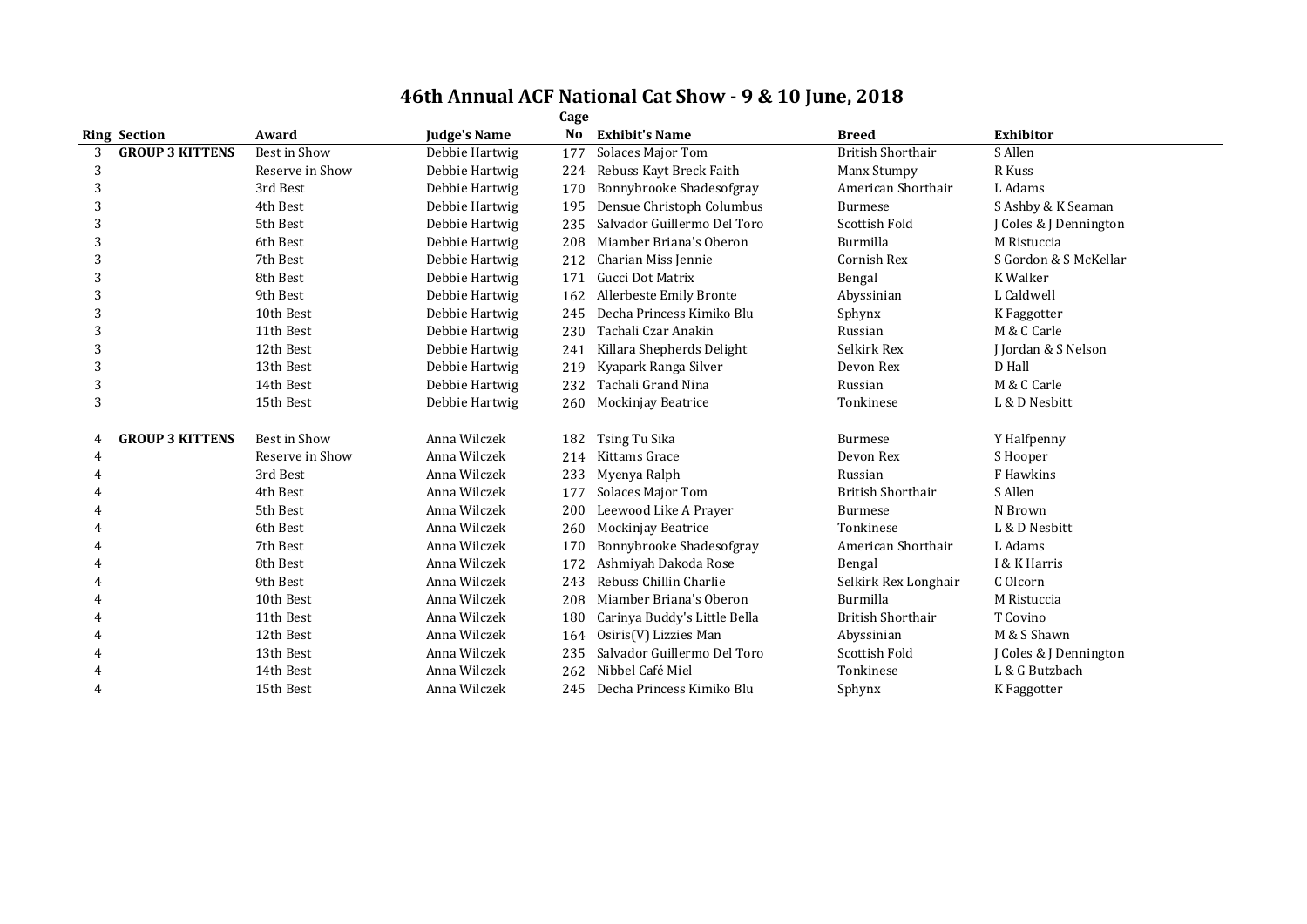# 46th Annual ACF National Cat Show - 9 & 10 June, 2018

| Ring | Section | Award | Judge's Name | Cage No | Exhibit's Name | Breed | Exhibitor |
|---|---|---|---|---|---|---|---|
| 3 | **GROUP 3 KITTENS** | Best in Show | Debbie Hartwig | 177 | Solaces Major Tom | British Shorthair | S Allen |
| 3 | | Reserve in Show | Debbie Hartwig | 224 | Rebuss Kayt Breck Faith | Manx Stumpy | R Kuss |
| 3 | | 3rd Best | Debbie Hartwig | 170 | Bonnybrooke Shadesofgray | American Shorthair | L Adams |
| 3 | | 4th Best | Debbie Hartwig | 195 | Densue Christoph Columbus | Burmese | S Ashby & K Seaman |
| 3 | | 5th Best | Debbie Hartwig | 235 | Salvador Guillermo Del Toro | Scottish Fold | J Coles & J Dennington |
| 3 | | 6th Best | Debbie Hartwig | 208 | Miamber Briana's Oberon | Burmilla | M Ristuccia |
| 3 | | 7th Best | Debbie Hartwig | 212 | Charian Miss Jennie | Cornish Rex | S Gordon & S McKellar |
| 3 | | 8th Best | Debbie Hartwig | 171 | Gucci Dot Matrix | Bengal | K Walker |
| 3 | | 9th Best | Debbie Hartwig | 162 | Allerbeste Emily Bronte | Abyssinian | L Caldwell |
| 3 | | 10th Best | Debbie Hartwig | 245 | Decha Princess Kimiko Blu | Sphynx | K Faggotter |
| 3 | | 11th Best | Debbie Hartwig | 230 | Tachali Czar Anakin | Russian | M & C Carle |
| 3 | | 12th Best | Debbie Hartwig | 241 | Killara Shepherds Delight | Selkirk Rex | J Jordan & S Nelson |
| 3 | | 13th Best | Debbie Hartwig | 219 | Kyapark Ranga Silver | Devon Rex | D Hall |
| 3 | | 14th Best | Debbie Hartwig | 232 | Tachali Grand Nina | Russian | M & C Carle |
| 3 | | 15th Best | Debbie Hartwig | 260 | Mockinjay Beatrice | Tonkinese | L & D Nesbitt |
| 4 | **GROUP 3 KITTENS** | Best in Show | Anna Wilczek | 182 | Tsing Tu Sika | Burmese | Y Halfpenny |
| 4 | | Reserve in Show | Anna Wilczek | 214 | Kittams Grace | Devon Rex | S Hooper |
| 4 | | 3rd Best | Anna Wilczek | 233 | Myenya Ralph | Russian | F Hawkins |
| 4 | | 4th Best | Anna Wilczek | 177 | Solaces Major Tom | British Shorthair | S Allen |
| 4 | | 5th Best | Anna Wilczek | 200 | Leewood Like A Prayer | Burmese | N Brown |
| 4 | | 6th Best | Anna Wilczek | 260 | Mockinjay Beatrice | Tonkinese | L & D Nesbitt |
| 4 | | 7th Best | Anna Wilczek | 170 | Bonnybrooke Shadesofgray | American Shorthair | L Adams |
| 4 | | 8th Best | Anna Wilczek | 172 | Ashmiyah Dakoda Rose | Bengal | I & K Harris |
| 4 | | 9th Best | Anna Wilczek | 243 | Rebuss Chillin Charlie | Selkirk Rex Longhair | C Olcorn |
| 4 | | 10th Best | Anna Wilczek | 208 | Miamber Briana's Oberon | Burmilla | M Ristuccia |
| 4 | | 11th Best | Anna Wilczek | 180 | Carinya Buddy's Little Bella | British Shorthair | T Covino |
| 4 | | 12th Best | Anna Wilczek | 164 | Osiris(V) Lizzies Man | Abyssinian | M & S Shawn |
| 4 | | 13th Best | Anna Wilczek | 235 | Salvador Guillermo Del Toro | Scottish Fold | J Coles & J Dennington |
| 4 | | 14th Best | Anna Wilczek | 262 | Nibbel Café Miel | Tonkinese | L & G Butzbach |
| 4 | | 15th Best | Anna Wilczek | 245 | Decha Princess Kimiko Blu | Sphynx | K Faggotter |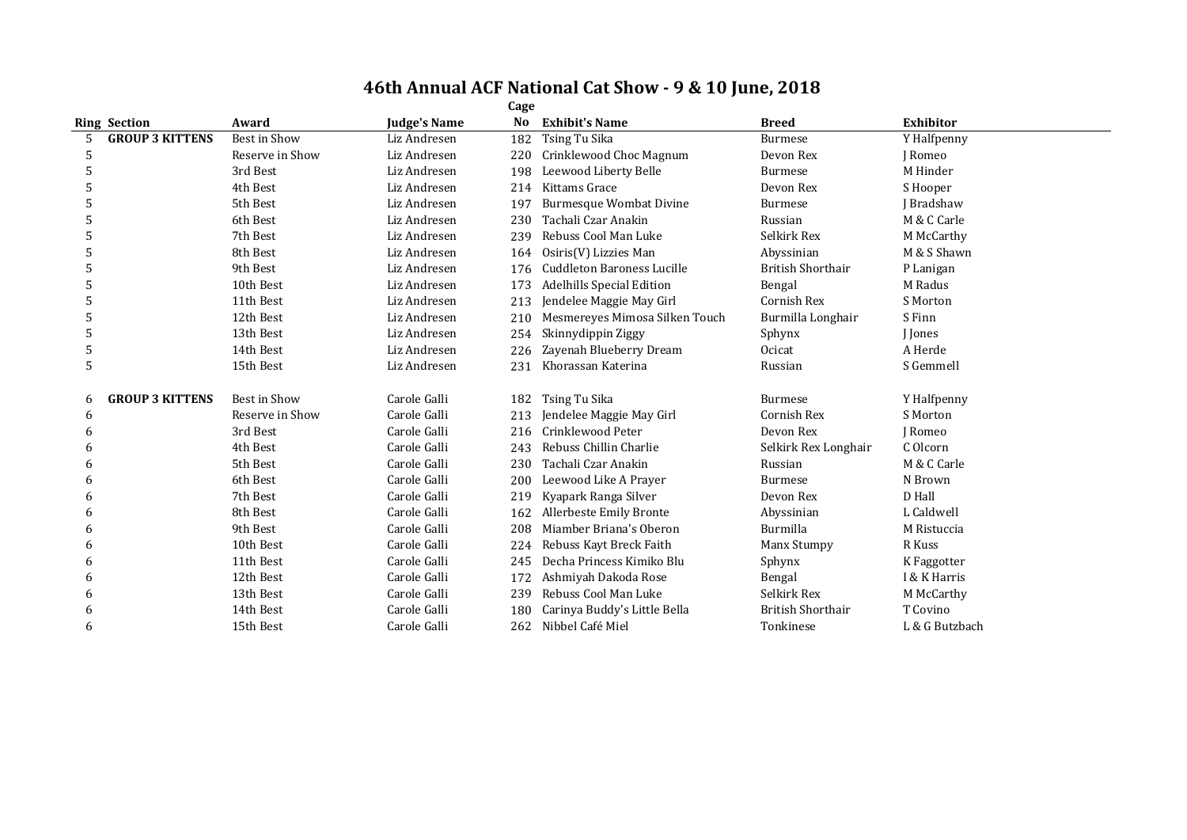# 46th Annual ACF National Cat Show - 9 & 10 June, 2018

| Ring | Section | Award | Judge's Name | Cage No | Exhibit's Name | Breed | Exhibitor |
|---|---|---|---|---|---|---|---|
| 5 | GROUP 3 KITTENS | Best in Show | Liz Andresen | 182 | Tsing Tu Sika | Burmese | Y Halfpenny |
| 5 | | Reserve in Show | Liz Andresen | 220 | Crinklewood Choc Magnum | Devon Rex | J Romeo |
| 5 | | 3rd Best | Liz Andresen | 198 | Leewood Liberty Belle | Burmese | M Hinder |
| 5 | | 4th Best | Liz Andresen | 214 | Kittams Grace | Devon Rex | S Hooper |
| 5 | | 5th Best | Liz Andresen | 197 | Burmesque Wombat Divine | Burmese | J Bradshaw |
| 5 | | 6th Best | Liz Andresen | 230 | Tachali Czar Anakin | Russian | M & C Carle |
| 5 | | 7th Best | Liz Andresen | 239 | Rebuss Cool Man Luke | Selkirk Rex | M McCarthy |
| 5 | | 8th Best | Liz Andresen | 164 | Osiris(V) Lizzies Man | Abyssinian | M & S Shawn |
| 5 | | 9th Best | Liz Andresen | 176 | Cuddleton Baroness Lucille | British Shorthair | P Lanigan |
| 5 | | 10th Best | Liz Andresen | 173 | Adelhills Special Edition | Bengal | M Radus |
| 5 | | 11th Best | Liz Andresen | 213 | Jendelee Maggie May Girl | Cornish Rex | S Morton |
| 5 | | 12th Best | Liz Andresen | 210 | Mesmereyes Mimosa Silken Touch | Burmilla Longhair | S Finn |
| 5 | | 13th Best | Liz Andresen | 254 | Skinnydippin Ziggy | Sphynx | J Jones |
| 5 | | 14th Best | Liz Andresen | 226 | Zayenah Blueberry Dream | Ocicat | A Herde |
| 5 | | 15th Best | Liz Andresen | 231 | Khorassan Katerina | Russian | S Gemmell |
| | | | | | | | |
| 6 | GROUP 3 KITTENS | Best in Show | Carole Galli | 182 | Tsing Tu Sika | Burmese | Y Halfpenny |
| 6 | | Reserve in Show | Carole Galli | 213 | Jendelee Maggie May Girl | Cornish Rex | S Morton |
| 6 | | 3rd Best | Carole Galli | 216 | Crinklewood Peter | Devon Rex | J Romeo |
| 6 | | 4th Best | Carole Galli | 243 | Rebuss Chillin Charlie | Selkirk Rex Longhair | C Olcorn |
| 6 | | 5th Best | Carole Galli | 230 | Tachali Czar Anakin | Russian | M & C Carle |
| 6 | | 6th Best | Carole Galli | 200 | Leewood Like A Prayer | Burmese | N Brown |
| 6 | | 7th Best | Carole Galli | 219 | Kyapark Ranga Silver | Devon Rex | D Hall |
| 6 | | 8th Best | Carole Galli | 162 | Allerbeste Emily Bronte | Abyssinian | L Caldwell |
| 6 | | 9th Best | Carole Galli | 208 | Miamber Briana's Oberon | Burmilla | M Ristuccia |
| 6 | | 10th Best | Carole Galli | 224 | Rebuss Kayt Breck Faith | Manx Stumpy | R Kuss |
| 6 | | 11th Best | Carole Galli | 245 | Decha Princess Kimiko Blu | Sphynx | K Faggotter |
| 6 | | 12th Best | Carole Galli | 172 | Ashmiyah Dakoda Rose | Bengal | I & K Harris |
| 6 | | 13th Best | Carole Galli | 239 | Rebuss Cool Man Luke | Selkirk Rex | M McCarthy |
| 6 | | 14th Best | Carole Galli | 180 | Carinya Buddy's Little Bella | British Shorthair | T Covino |
| 6 | | 15th Best | Carole Galli | 262 | Nibbel Café Miel | Tonkinese | L & G Butzbach |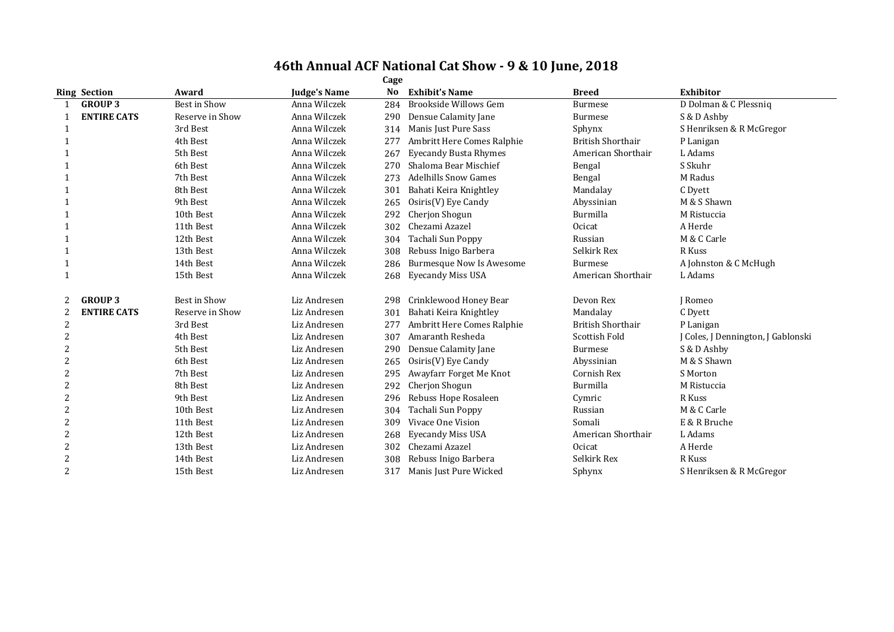# 46th Annual ACF National Cat Show - 9 & 10 June, 2018

| Ring | Section | Award | Judge's Name | Cage No | Exhibit's Name | Breed | Exhibitor |
|---|---|---|---|---|---|---|---|
| 1 | **GROUP 3** | Best in Show | Anna Wilczek | 284 | Brookside Willows Gem | Burmese | D Dolman & C Plessniq |
| 1 | **ENTIRE CATS** | Reserve in Show | Anna Wilczek | 290 | Densue Calamity Jane | Burmese | S & D Ashby |
| 1 | | 3rd Best | Anna Wilczek | 314 | Manis Just Pure Sass | Sphynx | S Henriksen & R McGregor |
| 1 | | 4th Best | Anna Wilczek | 277 | Ambritt Here Comes Ralphie | British Shorthair | P Lanigan |
| 1 | | 5th Best | Anna Wilczek | 267 | Eyecandy Busta Rhymes | American Shorthair | L Adams |
| 1 | | 6th Best | Anna Wilczek | 270 | Shaloma Bear Mischief | Bengal | S Skuhr |
| 1 | | 7th Best | Anna Wilczek | 273 | Adelhills Snow Games | Bengal | M Radus |
| 1 | | 8th Best | Anna Wilczek | 301 | Bahati Keira Knightley | Mandalay | C Dyett |
| 1 | | 9th Best | Anna Wilczek | 265 | Osiris(V) Eye Candy | Abyssinian | M & S Shawn |
| 1 | | 10th Best | Anna Wilczek | 292 | Cherjon Shogun | Burmilla | M Ristuccia |
| 1 | | 11th Best | Anna Wilczek | 302 | Chezami Azazel | Ocicat | A Herde |
| 1 | | 12th Best | Anna Wilczek | 304 | Tachali Sun Poppy | Russian | M & C Carle |
| 1 | | 13th Best | Anna Wilczek | 308 | Rebuss Inigo Barbera | Selkirk Rex | R Kuss |
| 1 | | 14th Best | Anna Wilczek | 286 | Burmesque Now Is Awesome | Burmese | A Johnston & C McHugh |
| 1 | | 15th Best | Anna Wilczek | 268 | Eyecandy Miss USA | American Shorthair | L Adams |
| 2 | **GROUP 3** | Best in Show | Liz Andresen | 298 | Crinklewood Honey Bear | Devon Rex | J Romeo |
| 2 | **ENTIRE CATS** | Reserve in Show | Liz Andresen | 301 | Bahati Keira Knightley | Mandalay | C Dyett |
| 2 | | 3rd Best | Liz Andresen | 277 | Ambritt Here Comes Ralphie | British Shorthair | P Lanigan |
| 2 | | 4th Best | Liz Andresen | 307 | Amaranth Resheda | Scottish Fold | J Coles, J Dennington, J Gablonski |
| 2 | | 5th Best | Liz Andresen | 290 | Densue Calamity Jane | Burmese | S & D Ashby |
| 2 | | 6th Best | Liz Andresen | 265 | Osiris(V) Eye Candy | Abyssinian | M & S Shawn |
| 2 | | 7th Best | Liz Andresen | 295 | Awayfarr Forget Me Knot | Cornish Rex | S Morton |
| 2 | | 8th Best | Liz Andresen | 292 | Cherjon Shogun | Burmilla | M Ristuccia |
| 2 | | 9th Best | Liz Andresen | 296 | Rebuss Hope Rosaleen | Cymric | R Kuss |
| 2 | | 10th Best | Liz Andresen | 304 | Tachali Sun Poppy | Russian | M & C Carle |
| 2 | | 11th Best | Liz Andresen | 309 | Vivace One Vision | Somali | E & R Bruche |
| 2 | | 12th Best | Liz Andresen | 268 | Eyecandy Miss USA | American Shorthair | L Adams |
| 2 | | 13th Best | Liz Andresen | 302 | Chezami Azazel | Ocicat | A Herde |
| 2 | | 14th Best | Liz Andresen | 308 | Rebuss Inigo Barbera | Selkirk Rex | R Kuss |
| 2 | | 15th Best | Liz Andresen | 317 | Manis Just Pure Wicked | Sphynx | S Henriksen & R McGregor |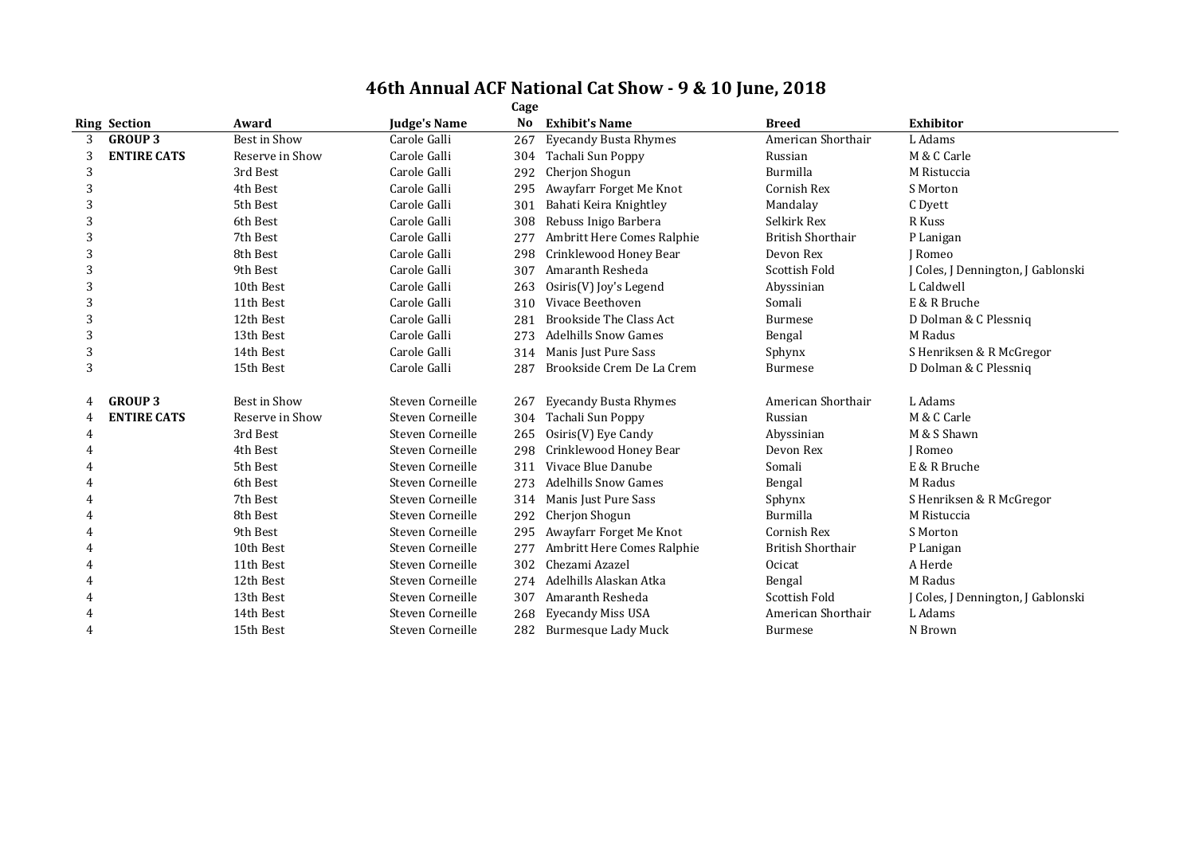# 46th Annual ACF National Cat Show - 9 & 10 June, 2018

| Ring | Section | Award | Judge's Name | Cage No | Exhibit's Name | Breed | Exhibitor |
|---|---|---|---|---|---|---|---|
| 3 | **GROUP 3** | Best in Show | Carole Galli | 267 | Eyecandy Busta Rhymes | American Shorthair | L Adams |
| 3 | **ENTIRE CATS** | Reserve in Show | Carole Galli | 304 | Tachali Sun Poppy | Russian | M & C Carle |
| 3 | | 3rd Best | Carole Galli | 292 | Cherjon Shogun | Burmilla | M Ristuccia |
| 3 | | 4th Best | Carole Galli | 295 | Awayfarr Forget Me Knot | Cornish Rex | S Morton |
| 3 | | 5th Best | Carole Galli | 301 | Bahati Keira Knightley | Mandalay | C Dyett |
| 3 | | 6th Best | Carole Galli | 308 | Rebuss Inigo Barbera | Selkirk Rex | R Kuss |
| 3 | | 7th Best | Carole Galli | 277 | Ambritt Here Comes Ralphie | British Shorthair | P Lanigan |
| 3 | | 8th Best | Carole Galli | 298 | Crinklewood Honey Bear | Devon Rex | J Romeo |
| 3 | | 9th Best | Carole Galli | 307 | Amaranth Resheda | Scottish Fold | J Coles, J Dennington, J Gablonski |
| 3 | | 10th Best | Carole Galli | 263 | Osiris(V) Joy's Legend | Abyssinian | L Caldwell |
| 3 | | 11th Best | Carole Galli | 310 | Vivace Beethoven | Somali | E & R Bruche |
| 3 | | 12th Best | Carole Galli | 281 | Brookside The Class Act | Burmese | D Dolman & C Plessniq |
| 3 | | 13th Best | Carole Galli | 273 | Adelhills Snow Games | Bengal | M Radus |
| 3 | | 14th Best | Carole Galli | 314 | Manis Just Pure Sass | Sphynx | S Henriksen & R McGregor |
| 3 | | 15th Best | Carole Galli | 287 | Brookside Crem De La Crem | Burmese | D Dolman & C Plessniq |
| 4 | **GROUP 3** | Best in Show | Steven Corneille | 267 | Eyecandy Busta Rhymes | American Shorthair | L Adams |
| 4 | **ENTIRE CATS** | Reserve in Show | Steven Corneille | 304 | Tachali Sun Poppy | Russian | M & C Carle |
| 4 | | 3rd Best | Steven Corneille | 265 | Osiris(V) Eye Candy | Abyssinian | M & S Shawn |
| 4 | | 4th Best | Steven Corneille | 298 | Crinklewood Honey Bear | Devon Rex | J Romeo |
| 4 | | 5th Best | Steven Corneille | 311 | Vivace Blue Danube | Somali | E & R Bruche |
| 4 | | 6th Best | Steven Corneille | 273 | Adelhills Snow Games | Bengal | M Radus |
| 4 | | 7th Best | Steven Corneille | 314 | Manis Just Pure Sass | Sphynx | S Henriksen & R McGregor |
| 4 | | 8th Best | Steven Corneille | 292 | Cherjon Shogun | Burmilla | M Ristuccia |
| 4 | | 9th Best | Steven Corneille | 295 | Awayfarr Forget Me Knot | Cornish Rex | S Morton |
| 4 | | 10th Best | Steven Corneille | 277 | Ambritt Here Comes Ralphie | British Shorthair | P Lanigan |
| 4 | | 11th Best | Steven Corneille | 302 | Chezami Azazel | Ocicat | A Herde |
| 4 | | 12th Best | Steven Corneille | 274 | Adelhills Alaskan Atka | Bengal | M Radus |
| 4 | | 13th Best | Steven Corneille | 307 | Amaranth Resheda | Scottish Fold | J Coles, J Dennington, J Gablonski |
| 4 | | 14th Best | Steven Corneille | 268 | Eyecandy Miss USA | American Shorthair | L Adams |
| 4 | | 15th Best | Steven Corneille | 282 | Burmesque Lady Muck | Burmese | N Brown |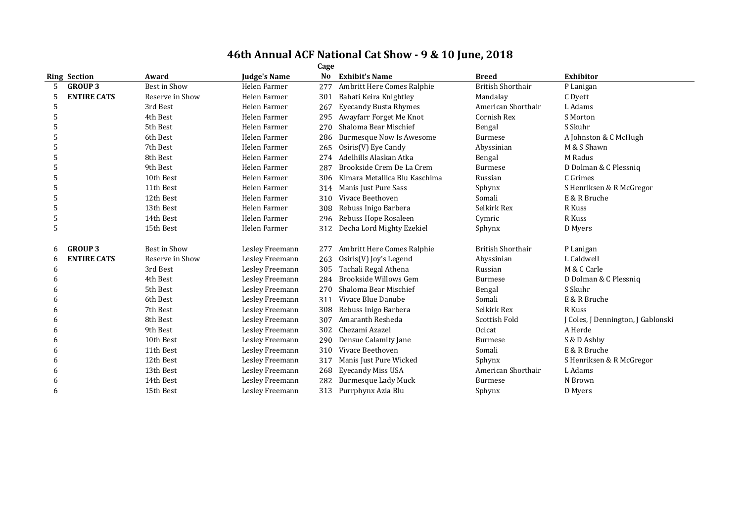# 46th Annual ACF National Cat Show - 9 & 10 June, 2018

| Ring | Section | Award | Judge's Name | Cage No | Exhibit's Name | Breed | Exhibitor |
|---|---|---|---|---|---|---|---|
| 5 | **GROUP 3** | Best in Show | Helen Farmer | 277 | Ambritt Here Comes Ralphie | British Shorthair | P Lanigan |
| 5 | **ENTIRE CATS** | Reserve in Show | Helen Farmer | 301 | Bahati Keira Knightley | Mandalay | C Dyett |
| 5 | | 3rd Best | Helen Farmer | 267 | Eyecandy Busta Rhymes | American Shorthair | L Adams |
| 5 | | 4th Best | Helen Farmer | 295 | Awayfarr Forget Me Knot | Cornish Rex | S Morton |
| 5 | | 5th Best | Helen Farmer | 270 | Shaloma Bear Mischief | Bengal | S Skuhr |
| 5 | | 6th Best | Helen Farmer | 286 | Burmesque Now Is Awesome | Burmese | A Johnston & C McHugh |
| 5 | | 7th Best | Helen Farmer | 265 | Osiris(V) Eye Candy | Abyssinian | M & S Shawn |
| 5 | | 8th Best | Helen Farmer | 274 | Adelhills Alaskan Atka | Bengal | M Radus |
| 5 | | 9th Best | Helen Farmer | 287 | Brookside Crem De La Crem | Burmese | D Dolman & C Plessniq |
| 5 | | 10th Best | Helen Farmer | 306 | Kimara Metallica Blu Kaschima | Russian | C Grimes |
| 5 | | 11th Best | Helen Farmer | 314 | Manis Just Pure Sass | Sphynx | S Henriksen & R McGregor |
| 5 | | 12th Best | Helen Farmer | 310 | Vivace Beethoven | Somali | E & R Bruche |
| 5 | | 13th Best | Helen Farmer | 308 | Rebuss Inigo Barbera | Selkirk Rex | R Kuss |
| 5 | | 14th Best | Helen Farmer | 296 | Rebuss Hope Rosaleen | Cymric | R Kuss |
| 5 | | 15th Best | Helen Farmer | 312 | Decha Lord Mighty Ezekiel | Sphynx | D Myers |
| | | | | | | | |
| 6 | **GROUP 3** | Best in Show | Lesley Freemann | 277 | Ambritt Here Comes Ralphie | British Shorthair | P Lanigan |
| 6 | **ENTIRE CATS** | Reserve in Show | Lesley Freemann | 263 | Osiris(V) Joy's Legend | Abyssinian | L Caldwell |
| 6 | | 3rd Best | Lesley Freemann | 305 | Tachali Regal Athena | Russian | M & C Carle |
| 6 | | 4th Best | Lesley Freemann | 284 | Brookside Willows Gem | Burmese | D Dolman & C Plessniq |
| 6 | | 5th Best | Lesley Freemann | 270 | Shaloma Bear Mischief | Bengal | S Skuhr |
| 6 | | 6th Best | Lesley Freemann | 311 | Vivace Blue Danube | Somali | E & R Bruche |
| 6 | | 7th Best | Lesley Freemann | 308 | Rebuss Inigo Barbera | Selkirk Rex | R Kuss |
| 6 | | 8th Best | Lesley Freemann | 307 | Amaranth Resheda | Scottish Fold | J Coles, J Dennington, J Gablonski |
| 6 | | 9th Best | Lesley Freemann | 302 | Chezami Azazel | Ocicat | A Herde |
| 6 | | 10th Best | Lesley Freemann | 290 | Densue Calamity Jane | Burmese | S & D Ashby |
| 6 | | 11th Best | Lesley Freemann | 310 | Vivace Beethoven | Somali | E & R Bruche |
| 6 | | 12th Best | Lesley Freemann | 317 | Manis Just Pure Wicked | Sphynx | S Henriksen & R McGregor |
| 6 | | 13th Best | Lesley Freemann | 268 | Eyecandy Miss USA | American Shorthair | L Adams |
| 6 | | 14th Best | Lesley Freemann | 282 | Burmesque Lady Muck | Burmese | N Brown |
| 6 | | 15th Best | Lesley Freemann | 313 | Purrphynx Azia Blu | Sphynx | D Myers |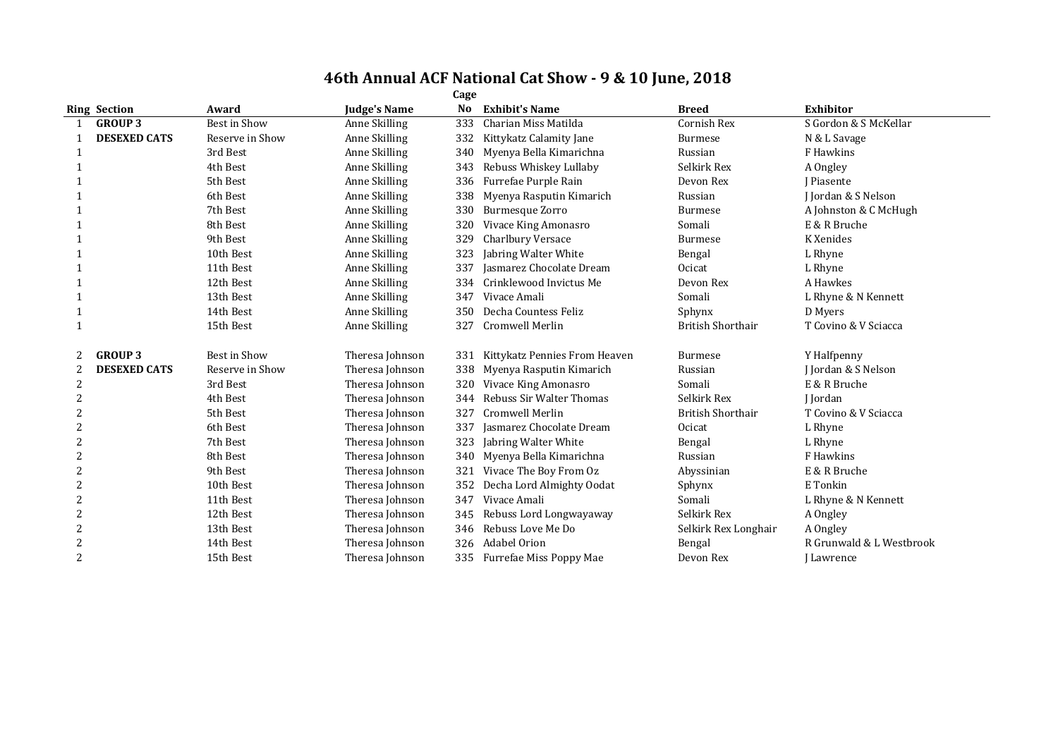# 46th Annual ACF National Cat Show - 9 & 10 June, 2018

| Ring | Section | Award | Judge's Name | Cage No | Exhibit's Name | Breed | Exhibitor |
|---|---|---|---|---|---|---|---|
| 1 | **GROUP 3** | Best in Show | Anne Skilling | 333 | Charian Miss Matilda | Cornish Rex | S Gordon & S McKellar |
| 1 | **DESEXED CATS** | Reserve in Show | Anne Skilling | 332 | Kittykatz Calamity Jane | Burmese | N & L Savage |
| 1 | | 3rd Best | Anne Skilling | 340 | Myenya Bella Kimarichna | Russian | F Hawkins |
| 1 | | 4th Best | Anne Skilling | 343 | Rebuss Whiskey Lullaby | Selkirk Rex | A Ongley |
| 1 | | 5th Best | Anne Skilling | 336 | Furrefae Purple Rain | Devon Rex | J Piasente |
| 1 | | 6th Best | Anne Skilling | 338 | Myenya Rasputin Kimarich | Russian | J Jordan & S Nelson |
| 1 | | 7th Best | Anne Skilling | 330 | Burmesque Zorro | Burmese | A Johnston & C McHugh |
| 1 | | 8th Best | Anne Skilling | 320 | Vivace King Amonasro | Somali | E & R Bruche |
| 1 | | 9th Best | Anne Skilling | 329 | Charlbury Versace | Burmese | K Xenides |
| 1 | | 10th Best | Anne Skilling | 323 | Jabring Walter White | Bengal | L Rhyne |
| 1 | | 11th Best | Anne Skilling | 337 | Jasmarez Chocolate Dream | Ocicat | L Rhyne |
| 1 | | 12th Best | Anne Skilling | 334 | Crinklewood Invictus Me | Devon Rex | A Hawkes |
| 1 | | 13th Best | Anne Skilling | 347 | Vivace Amali | Somali | L Rhyne & N Kennett |
| 1 | | 14th Best | Anne Skilling | 350 | Decha Countess Feliz | Sphynx | D Myers |
| 1 | | 15th Best | Anne Skilling | 327 | Cromwell Merlin | British Shorthair | T Covino & V Sciacca |
| 2 | **GROUP 3** | Best in Show | Theresa Johnson | 331 | Kittykatz Pennies From Heaven | Burmese | Y Halfpenny |
| 2 | **DESEXED CATS** | Reserve in Show | Theresa Johnson | 338 | Myenya Rasputin Kimarich | Russian | J Jordan & S Nelson |
| 2 | | 3rd Best | Theresa Johnson | 320 | Vivace King Amonasro | Somali | E & R Bruche |
| 2 | | 4th Best | Theresa Johnson | 344 | Rebuss Sir Walter Thomas | Selkirk Rex | J Jordan |
| 2 | | 5th Best | Theresa Johnson | 327 | Cromwell Merlin | British Shorthair | T Covino & V Sciacca |
| 2 | | 6th Best | Theresa Johnson | 337 | Jasmarez Chocolate Dream | Ocicat | L Rhyne |
| 2 | | 7th Best | Theresa Johnson | 323 | Jabring Walter White | Bengal | L Rhyne |
| 2 | | 8th Best | Theresa Johnson | 340 | Myenya Bella Kimarichna | Russian | F Hawkins |
| 2 | | 9th Best | Theresa Johnson | 321 | Vivace The Boy From Oz | Abyssinian | E & R Bruche |
| 2 | | 10th Best | Theresa Johnson | 352 | Decha Lord Almighty Oodat | Sphynx | E Tonkin |
| 2 | | 11th Best | Theresa Johnson | 347 | Vivace Amali | Somali | L Rhyne & N Kennett |
| 2 | | 12th Best | Theresa Johnson | 345 | Rebuss Lord Longwayaway | Selkirk Rex | A Ongley |
| 2 | | 13th Best | Theresa Johnson | 346 | Rebuss Love Me Do | Selkirk Rex Longhair | A Ongley |
| 2 | | 14th Best | Theresa Johnson | 326 | Adabel Orion | Bengal | R Grunwald & L Westbrook |
| 2 | | 15th Best | Theresa Johnson | 335 | Furrefae Miss Poppy Mae | Devon Rex | J Lawrence |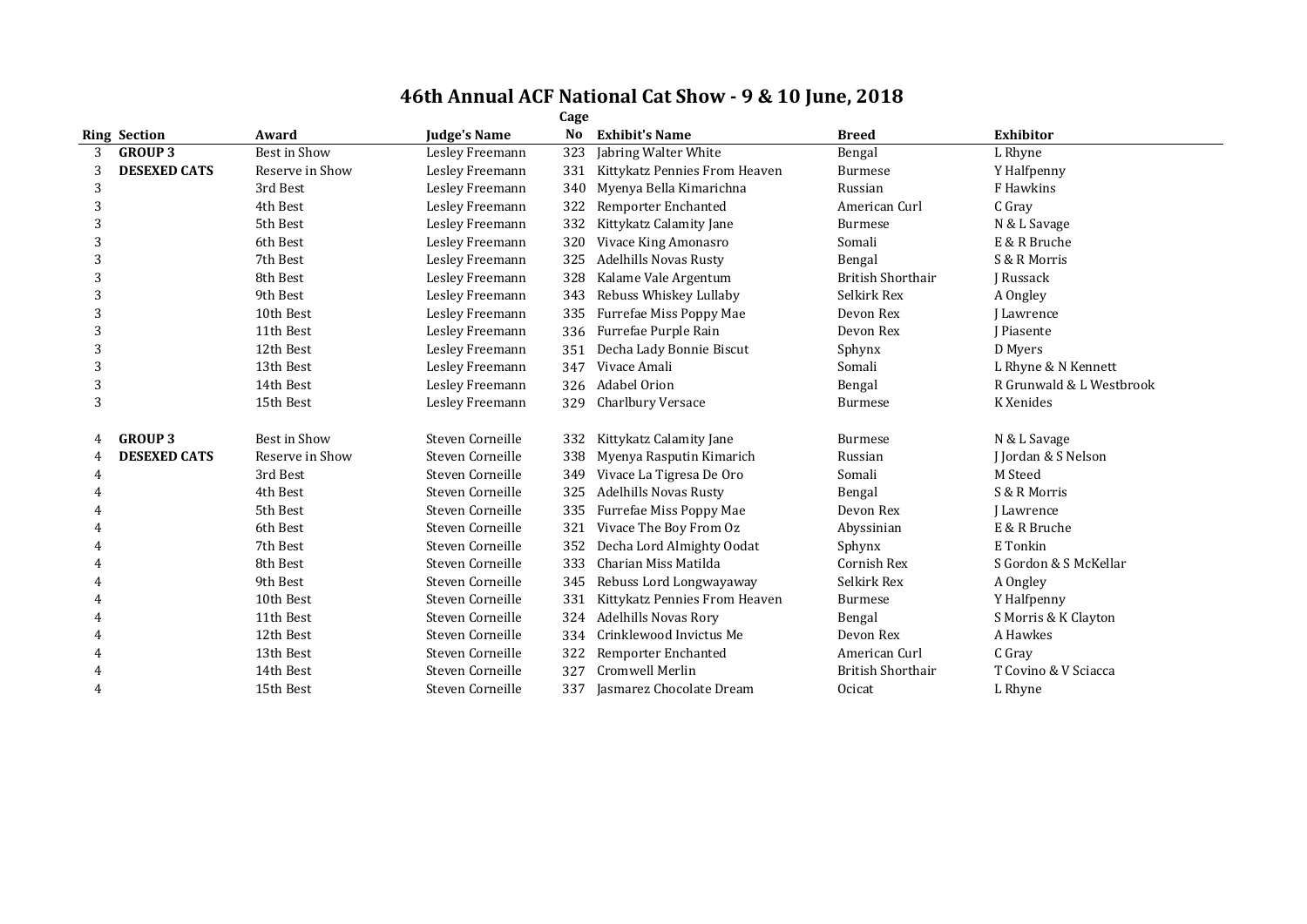# 46th Annual ACF National Cat Show - 9 & 10 June, 2018

| Ring | Section | Award | Judge's Name | Cage No | Exhibit's Name | Breed | Exhibitor |
|---|---|---|---|---|---|---|---|
| 3 | **GROUP 3** | Best in Show | Lesley Freemann | 323 | Jabring Walter White | Bengal | L Rhyne |
| 3 | **DESEXED CATS** | Reserve in Show | Lesley Freemann | 331 | Kittykatz Pennies From Heaven | Burmese | Y Halfpenny |
| 3 | | 3rd Best | Lesley Freemann | 340 | Myenya Bella Kimarichna | Russian | F Hawkins |
| 3 | | 4th Best | Lesley Freemann | 322 | Remporter Enchanted | American Curl | C Gray |
| 3 | | 5th Best | Lesley Freemann | 332 | Kittykatz Calamity Jane | Burmese | N & L Savage |
| 3 | | 6th Best | Lesley Freemann | 320 | Vivace King Amonasro | Somali | E & R Bruche |
| 3 | | 7th Best | Lesley Freemann | 325 | Adelhills Novas Rusty | Bengal | S & R Morris |
| 3 | | 8th Best | Lesley Freemann | 328 | Kalame Vale Argentum | British Shorthair | J Russack |
| 3 | | 9th Best | Lesley Freemann | 343 | Rebuss Whiskey Lullaby | Selkirk Rex | A Ongley |
| 3 | | 10th Best | Lesley Freemann | 335 | Furrefae Miss Poppy Mae | Devon Rex | J Lawrence |
| 3 | | 11th Best | Lesley Freemann | 336 | Furrefae Purple Rain | Devon Rex | J Piasente |
| 3 | | 12th Best | Lesley Freemann | 351 | Decha Lady Bonnie Biscut | Sphynx | D Myers |
| 3 | | 13th Best | Lesley Freemann | 347 | Vivace Amali | Somali | L Rhyne & N Kennett |
| 3 | | 14th Best | Lesley Freemann | 326 | Adabel Orion | Bengal | R Grunwald & L Westbrook |
| 3 | | 15th Best | Lesley Freemann | 329 | Charlbury Versace | Burmese | K Xenides |
| | | | | | | | |
| 4 | **GROUP 3** | Best in Show | Steven Corneille | 332 | Kittykatz Calamity Jane | Burmese | N & L Savage |
| 4 | **DESEXED CATS** | Reserve in Show | Steven Corneille | 338 | Myenya Rasputin Kimarich | Russian | J Jordan & S Nelson |
| 4 | | 3rd Best | Steven Corneille | 349 | Vivace La Tigresa De Oro | Somali | M Steed |
| 4 | | 4th Best | Steven Corneille | 325 | Adelhills Novas Rusty | Bengal | S & R Morris |
| 4 | | 5th Best | Steven Corneille | 335 | Furrefae Miss Poppy Mae | Devon Rex | J Lawrence |
| 4 | | 6th Best | Steven Corneille | 321 | Vivace The Boy From Oz | Abyssinian | E & R Bruche |
| 4 | | 7th Best | Steven Corneille | 352 | Decha Lord Almighty Oodat | Sphynx | E Tonkin |
| 4 | | 8th Best | Steven Corneille | 333 | Charian Miss Matilda | Cornish Rex | S Gordon & S McKellar |
| 4 | | 9th Best | Steven Corneille | 345 | Rebuss Lord Longwayaway | Selkirk Rex | A Ongley |
| 4 | | 10th Best | Steven Corneille | 331 | Kittykatz Pennies From Heaven | Burmese | Y Halfpenny |
| 4 | | 11th Best | Steven Corneille | 324 | Adelhills Novas Rory | Bengal | S Morris & K Clayton |
| 4 | | 12th Best | Steven Corneille | 334 | Crinklewood Invictus Me | Devon Rex | A Hawkes |
| 4 | | 13th Best | Steven Corneille | 322 | Remporter Enchanted | American Curl | C Gray |
| 4 | | 14th Best | Steven Corneille | 327 | Cromwell Merlin | British Shorthair | T Covino & V Sciacca |
| 4 | | 15th Best | Steven Corneille | 337 | Jasmarez Chocolate Dream | Ocicat | L Rhyne |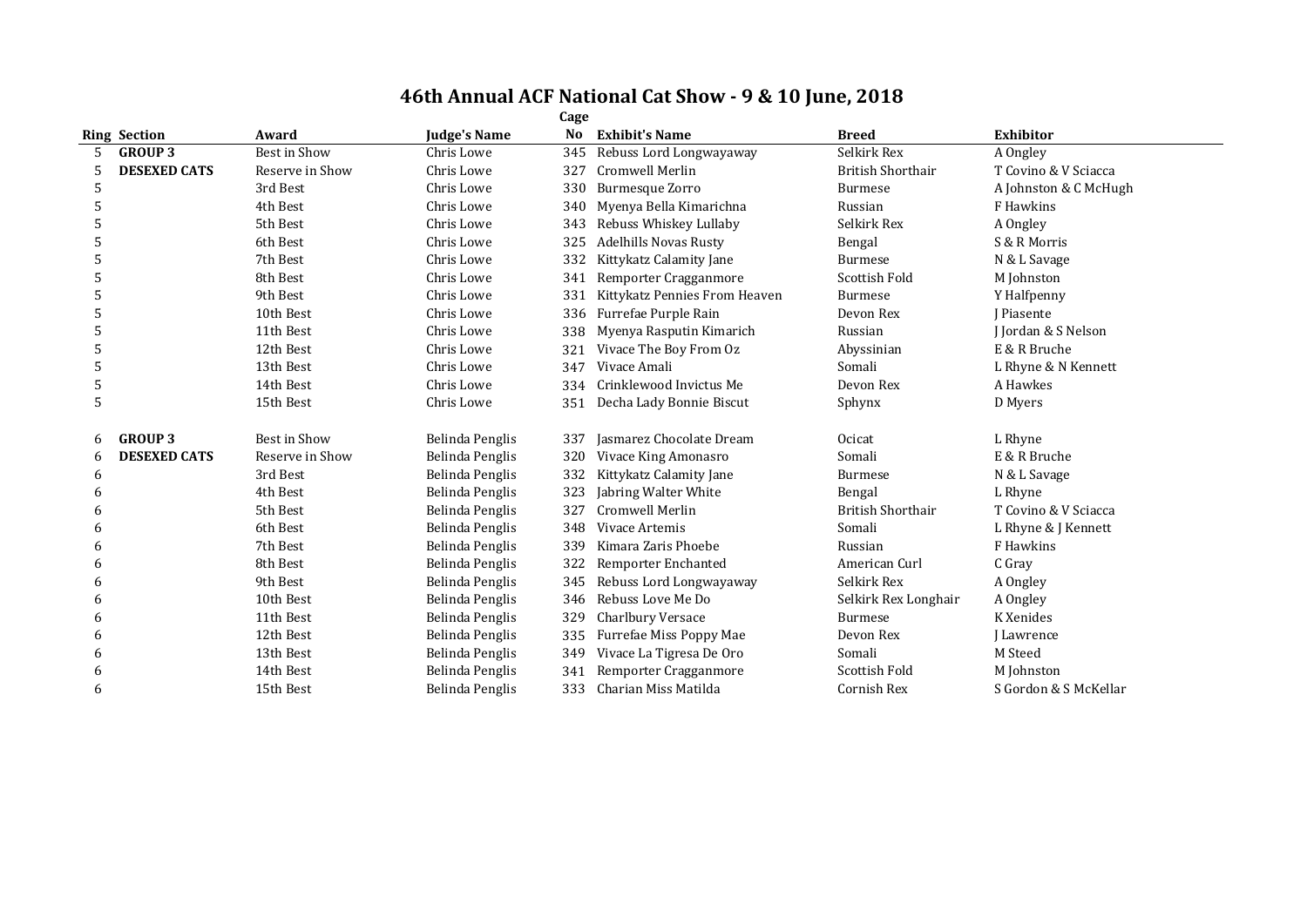# 46th Annual ACF National Cat Show - 9 & 10 June, 2018

| Ring | Section | Award | Judge's Name | Cage No | Exhibit's Name | Breed | Exhibitor |
|---|---|---|---|---|---|---|---|
| 5 | **GROUP 3** | Best in Show | Chris Lowe | 345 | Rebuss Lord Longwayaway | Selkirk Rex | A Ongley |
| 5 | **DESEXED CATS** | Reserve in Show | Chris Lowe | 327 | Cromwell Merlin | British Shorthair | T Covino & V Sciacca |
| 5 | | 3rd Best | Chris Lowe | 330 | Burmesque Zorro | Burmese | A Johnston & C McHugh |
| 5 | | 4th Best | Chris Lowe | 340 | Myenya Bella Kimarichna | Russian | F Hawkins |
| 5 | | 5th Best | Chris Lowe | 343 | Rebuss Whiskey Lullaby | Selkirk Rex | A Ongley |
| 5 | | 6th Best | Chris Lowe | 325 | Adelhills Novas Rusty | Bengal | S & R Morris |
| 5 | | 7th Best | Chris Lowe | 332 | Kittykatz Calamity Jane | Burmese | N & L Savage |
| 5 | | 8th Best | Chris Lowe | 341 | Remporter Cragganmore | Scottish Fold | M Johnston |
| 5 | | 9th Best | Chris Lowe | 331 | Kittykatz Pennies From Heaven | Burmese | Y Halfpenny |
| 5 | | 10th Best | Chris Lowe | 336 | Furrefae Purple Rain | Devon Rex | J Piasente |
| 5 | | 11th Best | Chris Lowe | 338 | Myenya Rasputin Kimarich | Russian | J Jordan & S Nelson |
| 5 | | 12th Best | Chris Lowe | 321 | Vivace The Boy From Oz | Abyssinian | E & R Bruche |
| 5 | | 13th Best | Chris Lowe | 347 | Vivace Amali | Somali | L Rhyne & N Kennett |
| 5 | | 14th Best | Chris Lowe | 334 | Crinklewood Invictus Me | Devon Rex | A Hawkes |
| 5 | | 15th Best | Chris Lowe | 351 | Decha Lady Bonnie Biscut | Sphynx | D Myers |
| 6 | **GROUP 3** | Best in Show | Belinda Penglis | 337 | Jasmarez Chocolate Dream | Ocicat | L Rhyne |
| 6 | **DESEXED CATS** | Reserve in Show | Belinda Penglis | 320 | Vivace King Amonasro | Somali | E & R Bruche |
| 6 | | 3rd Best | Belinda Penglis | 332 | Kittykatz Calamity Jane | Burmese | N & L Savage |
| 6 | | 4th Best | Belinda Penglis | 323 | Jabring Walter White | Bengal | L Rhyne |
| 6 | | 5th Best | Belinda Penglis | 327 | Cromwell Merlin | British Shorthair | T Covino & V Sciacca |
| 6 | | 6th Best | Belinda Penglis | 348 | Vivace Artemis | Somali | L Rhyne & J Kennett |
| 6 | | 7th Best | Belinda Penglis | 339 | Kimara Zaris Phoebe | Russian | F Hawkins |
| 6 | | 8th Best | Belinda Penglis | 322 | Remporter Enchanted | American Curl | C Gray |
| 6 | | 9th Best | Belinda Penglis | 345 | Rebuss Lord Longwayaway | Selkirk Rex | A Ongley |
| 6 | | 10th Best | Belinda Penglis | 346 | Rebuss Love Me Do | Selkirk Rex Longhair | A Ongley |
| 6 | | 11th Best | Belinda Penglis | 329 | Charlbury Versace | Burmese | K Xenides |
| 6 | | 12th Best | Belinda Penglis | 335 | Furrefae Miss Poppy Mae | Devon Rex | J Lawrence |
| 6 | | 13th Best | Belinda Penglis | 349 | Vivace La Tigresa De Oro | Somali | M Steed |
| 6 | | 14th Best | Belinda Penglis | 341 | Remporter Cragganmore | Scottish Fold | M Johnston |
| 6 | | 15th Best | Belinda Penglis | 333 | Charian Miss Matilda | Cornish Rex | S Gordon & S McKellar |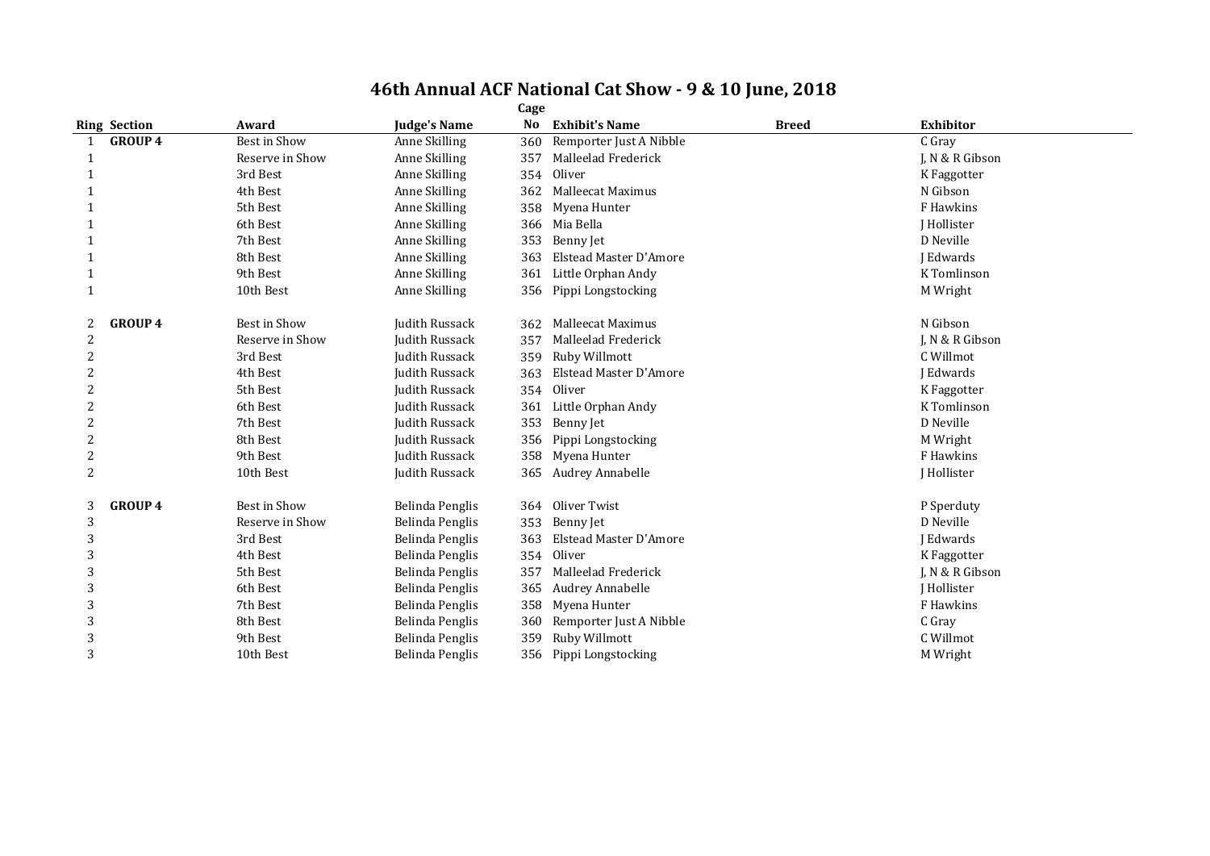# 46th Annual ACF National Cat Show - 9 & 10 June, 2018

| Ring | Section | Award | Judge's Name | Cage No | Exhibit's Name | Breed | Exhibitor |
|---|---|---|---|---|---|---|---|
| 1 | GROUP 4 | Best in Show | Anne Skilling | 360 | Remporter Just A Nibble | | C Gray |
| 1 | | Reserve in Show | Anne Skilling | 357 | Malleelad Frederick | | J, N & R Gibson |
| 1 | | 3rd Best | Anne Skilling | 354 | Oliver | | K Faggotter |
| 1 | | 4th Best | Anne Skilling | 362 | Malleecat Maximus | | N Gibson |
| 1 | | 5th Best | Anne Skilling | 358 | Myena Hunter | | F Hawkins |
| 1 | | 6th Best | Anne Skilling | 366 | Mia Bella | | J Hollister |
| 1 | | 7th Best | Anne Skilling | 353 | Benny Jet | | D Neville |
| 1 | | 8th Best | Anne Skilling | 363 | Elstead Master D'Amore | | J Edwards |
| 1 | | 9th Best | Anne Skilling | 361 | Little Orphan Andy | | K Tomlinson |
| 1 | | 10th Best | Anne Skilling | 356 | Pippi Longstocking | | M Wright |
| 2 | GROUP 4 | Best in Show | Judith Russack | 362 | Malleecat Maximus | | N Gibson |
| 2 | | Reserve in Show | Judith Russack | 357 | Malleelad Frederick | | J, N & R Gibson |
| 2 | | 3rd Best | Judith Russack | 359 | Ruby Willmott | | C Willmot |
| 2 | | 4th Best | Judith Russack | 363 | Elstead Master D'Amore | | J Edwards |
| 2 | | 5th Best | Judith Russack | 354 | Oliver | | K Faggotter |
| 2 | | 6th Best | Judith Russack | 361 | Little Orphan Andy | | K Tomlinson |
| 2 | | 7th Best | Judith Russack | 353 | Benny Jet | | D Neville |
| 2 | | 8th Best | Judith Russack | 356 | Pippi Longstocking | | M Wright |
| 2 | | 9th Best | Judith Russack | 358 | Myena Hunter | | F Hawkins |
| 2 | | 10th Best | Judith Russack | 365 | Audrey Annabelle | | J Hollister |
| 3 | GROUP 4 | Best in Show | Belinda Penglis | 364 | Oliver Twist | | P Sperduty |
| 3 | | Reserve in Show | Belinda Penglis | 353 | Benny Jet | | D Neville |
| 3 | | 3rd Best | Belinda Penglis | 363 | Elstead Master D'Amore | | J Edwards |
| 3 | | 4th Best | Belinda Penglis | 354 | Oliver | | K Faggotter |
| 3 | | 5th Best | Belinda Penglis | 357 | Malleelad Frederick | | J, N & R Gibson |
| 3 | | 6th Best | Belinda Penglis | 365 | Audrey Annabelle | | J Hollister |
| 3 | | 7th Best | Belinda Penglis | 358 | Myena Hunter | | F Hawkins |
| 3 | | 8th Best | Belinda Penglis | 360 | Remporter Just A Nibble | | C Gray |
| 3 | | 9th Best | Belinda Penglis | 359 | Ruby Willmott | | C Willmot |
| 3 | | 10th Best | Belinda Penglis | 356 | Pippi Longstocking | | M Wright |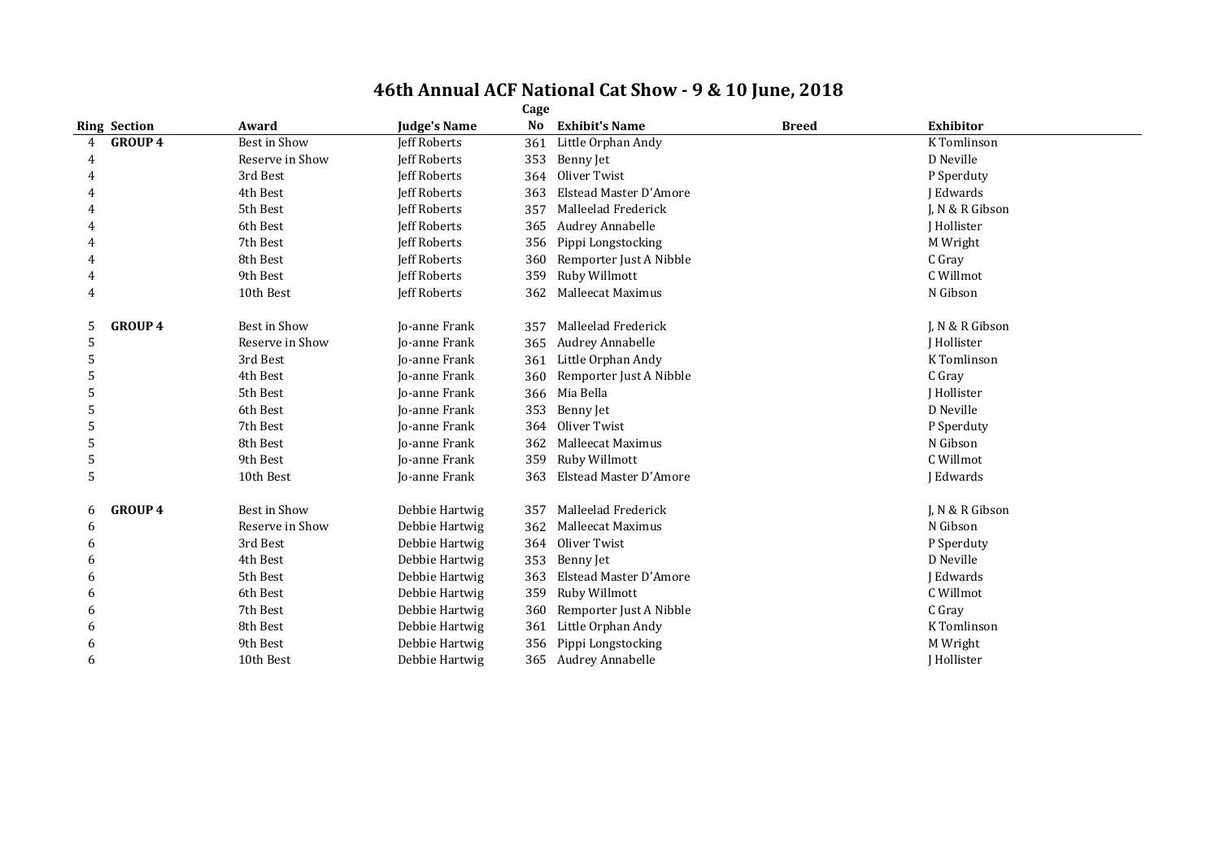# 46th Annual ACF National Cat Show - 9 & 10 June, 2018

| Ring | Section | Award | Judge's Name | Cage No | Exhibit's Name | Breed | Exhibitor |
|---|---|---|---|---|---|---|---|
| 4 | **GROUP 4** | Best in Show | Jeff Roberts | 361 | Little Orphan Andy | | K Tomlinson |
| 4 | | Reserve in Show | Jeff Roberts | 353 | Benny Jet | | D Neville |
| 4 | | 3rd Best | Jeff Roberts | 364 | Oliver Twist | | P Sperduty |
| 4 | | 4th Best | Jeff Roberts | 363 | Elstead Master D'Amore | | J Edwards |
| 4 | | 5th Best | Jeff Roberts | 357 | Malleelad Frederick | | J, N & R Gibson |
| 4 | | 6th Best | Jeff Roberts | 365 | Audrey Annabelle | | J Hollister |
| 4 | | 7th Best | Jeff Roberts | 356 | Pippi Longstocking | | M Wright |
| 4 | | 8th Best | Jeff Roberts | 360 | Remporter Just A Nibble | | C Gray |
| 4 | | 9th Best | Jeff Roberts | 359 | Ruby Willmott | | C Willmot |
| 4 | | 10th Best | Jeff Roberts | 362 | Malleecat Maximus | | N Gibson |
| 5 | **GROUP 4** | Best in Show | Jo-anne Frank | 357 | Malleelad Frederick | | J, N & R Gibson |
| 5 | | Reserve in Show | Jo-anne Frank | 365 | Audrey Annabelle | | J Hollister |
| 5 | | 3rd Best | Jo-anne Frank | 361 | Little Orphan Andy | | K Tomlinson |
| 5 | | 4th Best | Jo-anne Frank | 360 | Remporter Just A Nibble | | C Gray |
| 5 | | 5th Best | Jo-anne Frank | 366 | Mia Bella | | J Hollister |
| 5 | | 6th Best | Jo-anne Frank | 353 | Benny Jet | | D Neville |
| 5 | | 7th Best | Jo-anne Frank | 364 | Oliver Twist | | P Sperduty |
| 5 | | 8th Best | Jo-anne Frank | 362 | Malleecat Maximus | | N Gibson |
| 5 | | 9th Best | Jo-anne Frank | 359 | Ruby Willmott | | C Willmot |
| 5 | | 10th Best | Jo-anne Frank | 363 | Elstead Master D'Amore | | J Edwards |
| 6 | **GROUP 4** | Best in Show | Debbie Hartwig | 357 | Malleelad Frederick | | J, N & R Gibson |
| 6 | | Reserve in Show | Debbie Hartwig | 362 | Malleecat Maximus | | N Gibson |
| 6 | | 3rd Best | Debbie Hartwig | 364 | Oliver Twist | | P Sperduty |
| 6 | | 4th Best | Debbie Hartwig | 353 | Benny Jet | | D Neville |
| 6 | | 5th Best | Debbie Hartwig | 363 | Elstead Master D'Amore | | J Edwards |
| 6 | | 6th Best | Debbie Hartwig | 359 | Ruby Willmott | | C Willmot |
| 6 | | 7th Best | Debbie Hartwig | 360 | Remporter Just A Nibble | | C Gray |
| 6 | | 8th Best | Debbie Hartwig | 361 | Little Orphan Andy | | K Tomlinson |
| 6 | | 9th Best | Debbie Hartwig | 356 | Pippi Longstocking | | M Wright |
| 6 | | 10th Best | Debbie Hartwig | 365 | Audrey Annabelle | | J Hollister |